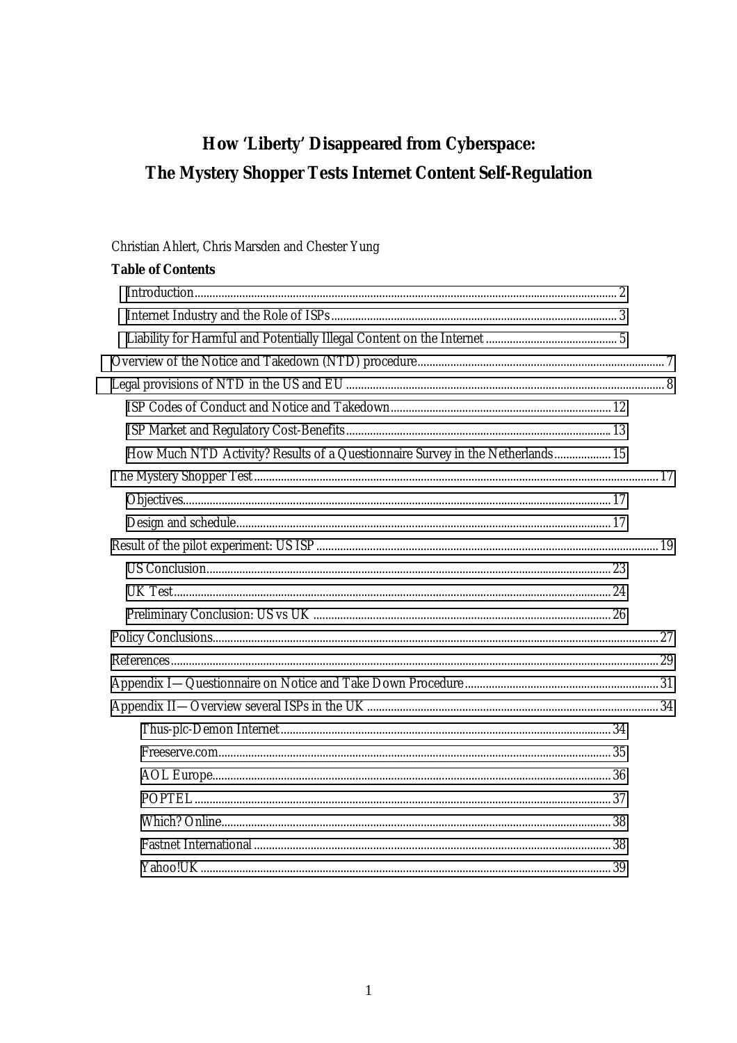# How 'Liberty' Disappeared from Cyberspace:
# The Mystery Shopper Tests Internet Content Self-Regulation

Christian Ahlert, Chris Marsden and Chester Yung

**Table of Contents**

- Introduction............ 2
- Internet Industry and the Role of ISPs............ 3
- Liability for Harmful and Potentially Illegal Content on the Internet............ 5
- Overview of the Notice and Takedown (NTD) procedure............ 7
- Legal provisions of NTD in the US and EU............ 8
  - ISP Codes of Conduct and Notice and Takedown............ 12
  - ISP Market and Regulatory Cost-Benefits............ 13
  - How Much NTD Activity? Results of a Questionnaire Survey in the Netherlands............ 15
- The Mystery Shopper Test............ 17
  - Objectives............ 17
  - Design and schedule............ 17
- Result of the pilot experiment: US ISP............ 19
  - US Conclusion............ 23
  - UK Test............ 24
  - Preliminary Conclusion: US vs UK............ 26
- Policy Conclusions............ 27
- References............ 29
- Appendix I—Questionnaire on Notice and Take Down Procedure............ 31
- Appendix II—Overview several ISPs in the UK............ 34
  - Thus-plc-Demon Internet............ 34
  - Freeserve.com............ 35
  - AOL Europe............ 36
  - POPTEL............ 37
  - Which? Online............ 38
  - Fastnet International............ 38
  - Yahoo!UK............ 39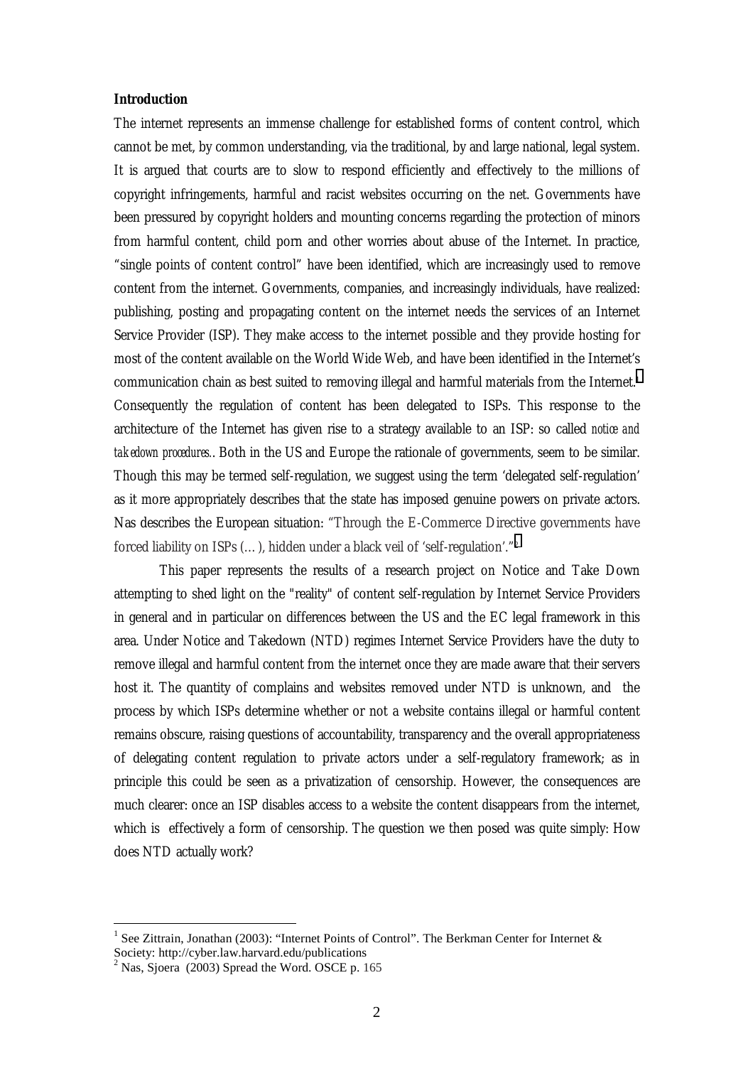**Introduction**

The internet represents an immense challenge for established forms of content control, which cannot be met, by common understanding, via the traditional, by and large national, legal system. It is argued that courts are to slow to respond efficiently and effectively to the millions of copyright infringements, harmful and racist websites occurring on the net. Governments have been pressured by copyright holders and mounting concerns regarding the protection of minors from harmful content, child porn and other worries about abuse of the Internet. In practice, "single points of content control" have been identified, which are increasingly used to remove content from the internet. Governments, companies, and increasingly individuals, have realized: publishing, posting and propagating content on the internet needs the services of an Internet Service Provider (ISP). They make access to the internet possible and they provide hosting for most of the content available on the World Wide Web, and have been identified in the Internet's communication chain as best suited to removing illegal and harmful materials from the Internet.[1] Consequently the regulation of content has been delegated to ISPs. This response to the architecture of the Internet has given rise to a strategy available to an ISP: so called *notice and takedown procedures.*. Both in the US and Europe the rationale of governments, seem to be similar. Though this may be termed self-regulation, we suggest using the term 'delegated self-regulation' as it more appropriately describes that the state has imposed genuine powers on private actors. Nas describes the European situation: "Through the E-Commerce Directive governments have forced liability on ISPs (…), hidden under a black veil of 'self-regulation'."[2]

This paper represents the results of a research project on Notice and Take Down attempting to shed light on the "reality" of content self-regulation by Internet Service Providers in general and in particular on differences between the US and the EC legal framework in this area. Under Notice and Takedown (NTD) regimes Internet Service Providers have the duty to remove illegal and harmful content from the internet once they are made aware that their servers host it. The quantity of complains and websites removed under NTD is unknown, and the process by which ISPs determine whether or not a website contains illegal or harmful content remains obscure, raising questions of accountability, transparency and the overall appropriateness of delegating content regulation to private actors under a self-regulatory framework; as in principle this could be seen as a privatization of censorship. However, the consequences are much clearer: once an ISP disables access to a website the content disappears from the internet, which is effectively a form of censorship. The question we then posed was quite simply: How does NTD actually work?

---

[1] See Zittrain, Jonathan (2003): "Internet Points of Control". The Berkman Center for Internet & Society: http://cyber.law.harvard.edu/publications

[2] Nas, Sjoera (2003) Spread the Word. OSCE p. 165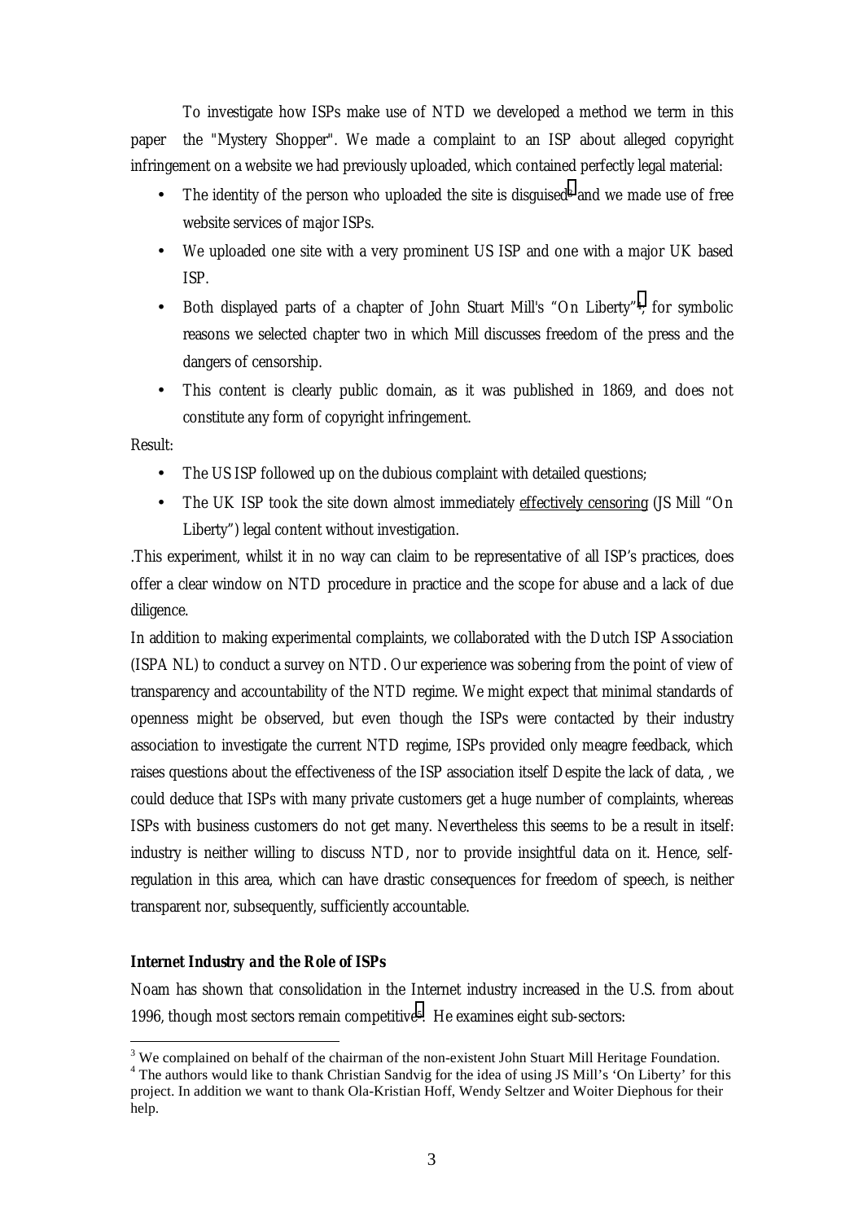To investigate how ISPs make use of NTD we developed a method we term in this paper the "Mystery Shopper". We made a complaint to an ISP about alleged copyright infringement on a website we had previously uploaded, which contained perfectly legal material:

- The identity of the person who uploaded the site is disguised[3] and we made use of free website services of major ISPs.
- We uploaded one site with a very prominent US ISP and one with a major UK based ISP.
- Both displayed parts of a chapter of John Stuart Mill's "On Liberty"[4]; for symbolic reasons we selected chapter two in which Mill discusses freedom of the press and the dangers of censorship.
- This content is clearly public domain, as it was published in 1869, and does not constitute any form of copyright infringement.

Result:

- The US ISP followed up on the dubious complaint with detailed questions;
- The UK ISP took the site down almost immediately effectively censoring (JS Mill "On Liberty") legal content without investigation.

.This experiment, whilst it in no way can claim to be representative of all ISP's practices, does offer a clear window on NTD procedure in practice and the scope for abuse and a lack of due diligence.

In addition to making experimental complaints, we collaborated with the Dutch ISP Association (ISPA NL) to conduct a survey on NTD. Our experience was sobering from the point of view of transparency and accountability of the NTD regime. We might expect that minimal standards of openness might be observed, but even though the ISPs were contacted by their industry association to investigate the current NTD regime, ISPs provided only meagre feedback, which raises questions about the effectiveness of the ISP association itself Despite the lack of data, , we could deduce that ISPs with many private customers get a huge number of complaints, whereas ISPs with business customers do not get many. Nevertheless this seems to be a result in itself: industry is neither willing to discuss NTD, nor to provide insightful data on it. Hence, self-regulation in this area, which can have drastic consequences for freedom of speech, is neither transparent nor, subsequently, sufficiently accountable.

### Internet Industry and the Role of ISPs

Noam has shown that consolidation in the Internet industry increased in the U.S. from about 1996, though most sectors remain competitive[5]. He examines eight sub-sectors:

[3] We complained on behalf of the chairman of the non-existent John Stuart Mill Heritage Foundation.

[4] The authors would like to thank Christian Sandvig for the idea of using JS Mill's 'On Liberty' for this project. In addition we want to thank Ola-Kristian Hoff, Wendy Seltzer and Woiter Diephous for their help.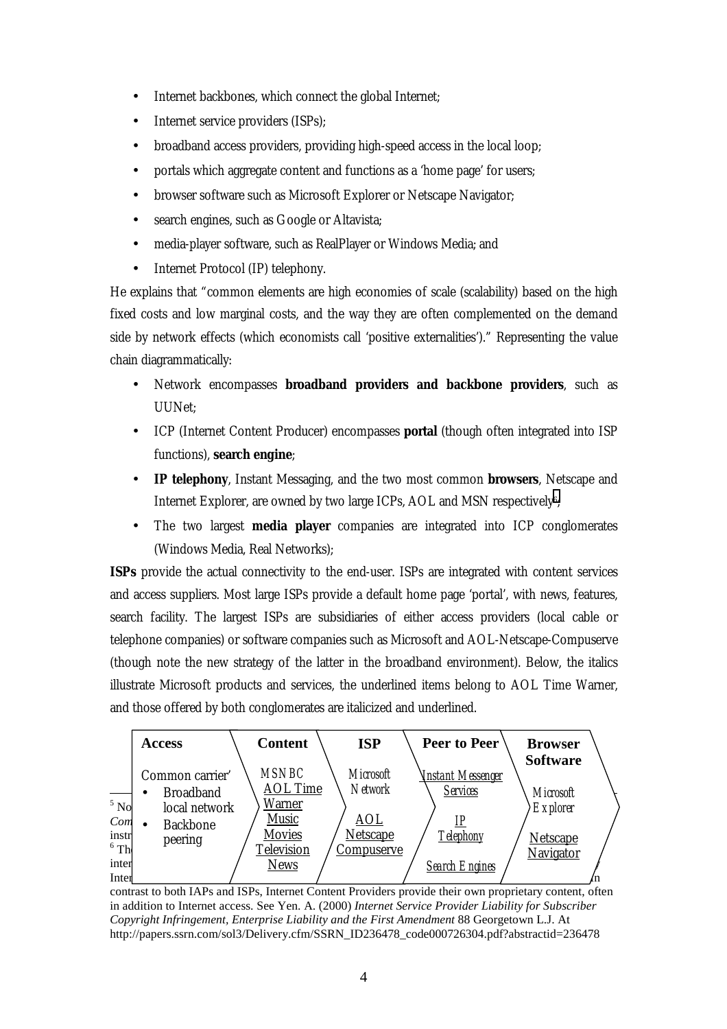- Internet backbones, which connect the global Internet;
- Internet service providers (ISPs);
- broadband access providers, providing high-speed access in the local loop;
- portals which aggregate content and functions as a 'home page' for users;
- browser software such as Microsoft Explorer or Netscape Navigator;
- search engines, such as Google or Altavista;
- media-player software, such as RealPlayer or Windows Media; and
- Internet Protocol (IP) telephony.

He explains that "common elements are high economies of scale (scalability) based on the high fixed costs and low marginal costs, and the way they are often complemented on the demand side by network effects (which economists call 'positive externalities')." Representing the value chain diagrammatically:

- Network encompasses **broadband providers and backbone providers**, such as UUNet;
- ICP (Internet Content Producer) encompasses **portal** (though often integrated into ISP functions), **search engine**;
- **IP telephony**, Instant Messaging, and the two most common **browsers**, Netscape and Internet Explorer, are owned by two large ICPs, AOL and MSN respectively[6];
- The two largest **media player** companies are integrated into ICP conglomerates (Windows Media, Real Networks);

**ISPs** provide the actual connectivity to the end-user. ISPs are integrated with content services and access suppliers. Most large ISPs provide a default home page 'portal', with news, features, search facility. The largest ISPs are subsidiaries of either access providers (local cable or telephone companies) or software companies such as Microsoft and AOL-Netscape-Compuserve (though note the new strategy of the latter in the broadband environment). Below, the italics illustrate Microsoft products and services, the underlined items belong to AOL Time Warner, and those offered by both conglomerates are italicized and underlined.

| Access | Content | ISP | Peer to Peer | Browser Software |
|---|---|---|---|---|
| Common carrier' <br>• Broadband local network <br>• Backbone peering | *MSNBC* <br>AOL Time Warner <br>Music <br>Movies <br>Television <br>News | *Microsoft Network* <br>AOL <br>Netscape <br>Compuserve | *Instant Messenger Services* <br>*IP Telephony* <br>*Search Engines* | *Microsoft Explorer* <br>Netscape Navigator |

[5] No... *Com*... instr...

[6] Th... inter... Inter... In contrast to both IAPs and ISPs, Internet Content Providers provide their own proprietary content, often in addition to Internet access. See Yen. A. (2000) *Internet Service Provider Liability for Subscriber Copyright Infringement, Enterprise Liability and the First Amendment* 88 Georgetown L.J. At http://papers.ssrn.com/sol3/Delivery.cfm/SSRN_ID236478_code000726304.pdf?abstractid=236478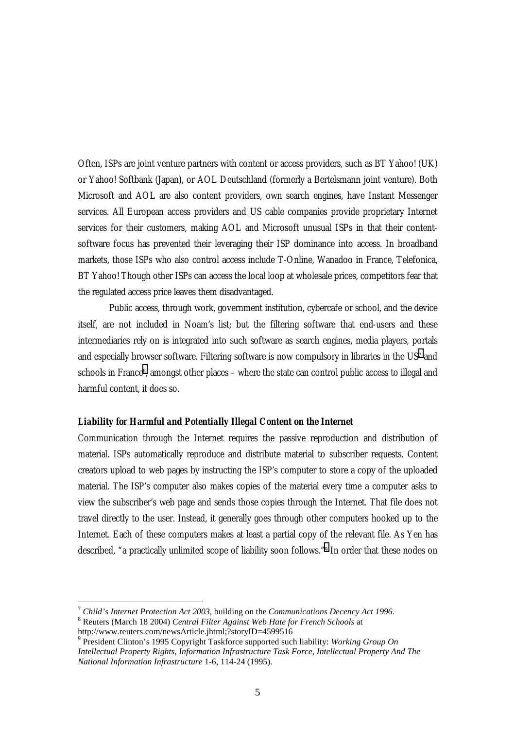Often, ISPs are joint venture partners with content or access providers, such as BT Yahoo! (UK) or Yahoo! Softbank (Japan), or AOL Deutschland (formerly a Bertelsmann joint venture). Both Microsoft and AOL are also content providers, own search engines, have Instant Messenger services. All European access providers and US cable companies provide proprietary Internet services for their customers, making AOL and Microsoft unusual ISPs in that their content-software focus has prevented their leveraging their ISP dominance into access. In broadband markets, those ISPs who also control access include T-Online, Wanadoo in France, Telefonica, BT Yahoo! Though other ISPs can access the local loop at wholesale prices, competitors fear that the regulated access price leaves them disadvantaged.

Public access, through work, government institution, cybercafe or school, and the device itself, are not included in Noam's list; but the filtering software that end-users and these intermediaries rely on is integrated into such software as search engines, media players, portals and especially browser software. Filtering software is now compulsory in libraries in the US[7] and schools in France[8], amongst other places – where the state can control public access to illegal and harmful content, it does so.

**_Liability for Harmful and Potentially Illegal Content on the Internet_**

Communication through the Internet requires the passive reproduction and distribution of material. ISPs automatically reproduce and distribute material to subscriber requests. Content creators upload to web pages by instructing the ISP's computer to store a copy of the uploaded material. The ISP's computer also makes copies of the material every time a computer asks to view the subscriber's web page and sends those copies through the Internet. That file does not travel directly to the user. Instead, it generally goes through other computers hooked up to the Internet. Each of these computers makes at least a partial copy of the relevant file. As Yen has described, "a practically unlimited scope of liability soon follows."[9] In order that these nodes on

---

[7] *Child's Internet Protection Act 2003*, building on the *Communications Decency Act 1996*.

[8] Reuters (March 18 2004) *Central Filter Against Web Hate for French Schools* at http://www.reuters.com/newsArticle.jhtml;?storyID=4599516

[9] President Clinton's 1995 Copyright Taskforce supported such liability: *Working Group On Intellectual Property Rights, Information Infrastructure Task Force, Intellectual Property And The National Information Infrastructure* 1-6, 114-24 (1995).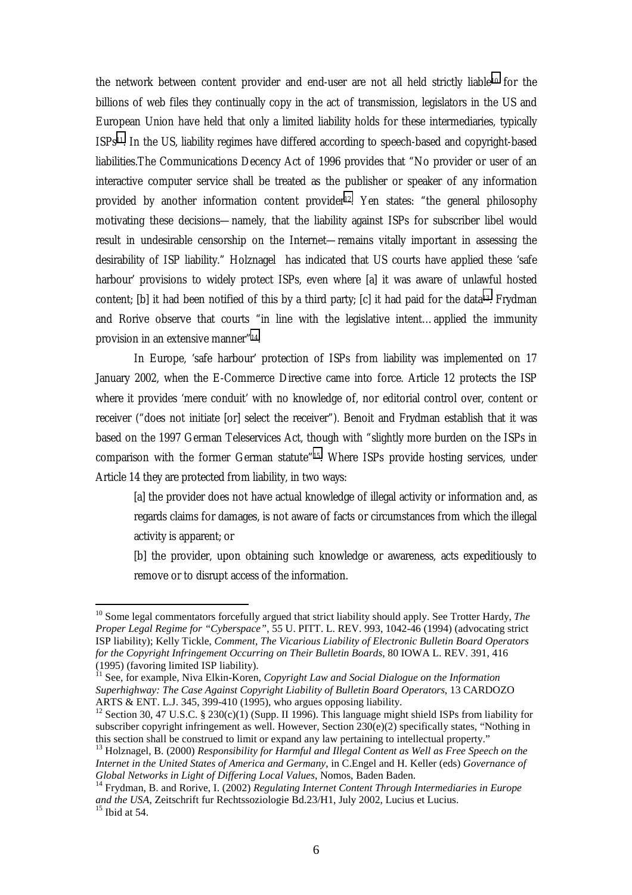the network between content provider and end-user are not all held strictly liable[10] for the billions of web files they continually copy in the act of transmission, legislators in the US and European Union have held that only a limited liability holds for these intermediaries, typically ISPs[11]. In the US, liability regimes have differed according to speech-based and copyright-based liabilities.The Communications Decency Act of 1996 provides that "No provider or user of an interactive computer service shall be treated as the publisher or speaker of any information provided by another information content provider[12]. Yen states: "the general philosophy motivating these decisions—namely, that the liability against ISPs for subscriber libel would result in undesirable censorship on the Internet—remains vitally important in assessing the desirability of ISP liability." Holznagel has indicated that US courts have applied these 'safe harbour' provisions to widely protect ISPs, even where [a] it was aware of unlawful hosted content; [b] it had been notified of this by a third party; [c] it had paid for the data[13]. Frydman and Rorive observe that courts "in line with the legislative intent…applied the immunity provision in an extensive manner"[14].

In Europe, 'safe harbour' protection of ISPs from liability was implemented on 17 January 2002, when the E-Commerce Directive came into force. Article 12 protects the ISP where it provides 'mere conduit' with no knowledge of, nor editorial control over, content or receiver ("does not initiate [or] select the receiver"). Benoit and Frydman establish that it was based on the 1997 German Teleservices Act, though with "slightly more burden on the ISPs in comparison with the former German statute"[15]. Where ISPs provide hosting services, under Article 14 they are protected from liability, in two ways:

> [a] the provider does not have actual knowledge of illegal activity or information and, as regards claims for damages, is not aware of facts or circumstances from which the illegal activity is apparent; or
>
> [b] the provider, upon obtaining such knowledge or awareness, acts expeditiously to remove or to disrupt access of the information.

---

[10] Some legal commentators forcefully argued that strict liability should apply. See Trotter Hardy, *The Proper Legal Regime for "Cyberspace"*, 55 U. PITT. L. REV. 993, 1042-46 (1994) (advocating strict ISP liability); Kelly Tickle, *Comment, The Vicarious Liability of Electronic Bulletin Board Operators for the Copyright Infringement Occurring on Their Bulletin Boards*, 80 IOWA L. REV. 391, 416 (1995) (favoring limited ISP liability).

[11] See, for example, Niva Elkin-Koren, *Copyright Law and Social Dialogue on the Information Superhighway: The Case Against Copyright Liability of Bulletin Board Operators*, 13 CARDOZO ARTS & ENT. L.J. 345, 399-410 (1995), who argues opposing liability.

[12] Section 30, 47 U.S.C. § 230(c)(1) (Supp. II 1996). This language might shield ISPs from liability for subscriber copyright infringement as well. However, Section 230(e)(2) specifically states, "Nothing in this section shall be construed to limit or expand any law pertaining to intellectual property."

[13] Holznagel, B. (2000) *Responsibility for Harmful and Illegal Content as Well as Free Speech on the Internet in the United States of America and Germany*, in C.Engel and H. Keller (eds) *Governance of Global Networks in Light of Differing Local Values*, Nomos, Baden Baden.

[14] Frydman, B. and Rorive, I. (2002) *Regulating Internet Content Through Intermediaries in Europe and the USA*, Zeitschrift fur Rechtssoziologie Bd.23/H1, July 2002, Lucius et Lucius.

[15] Ibid at 54.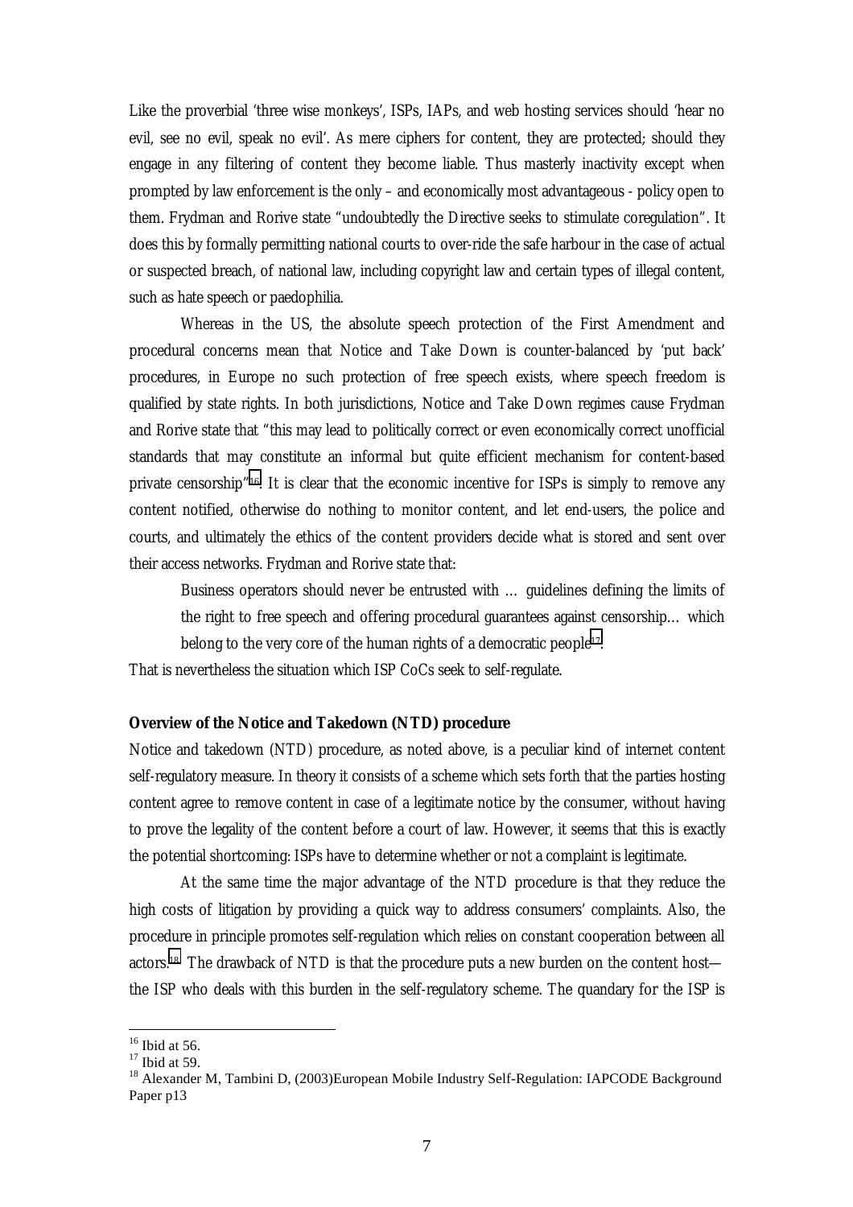Like the proverbial 'three wise monkeys', ISPs, IAPs, and web hosting services should 'hear no evil, see no evil, speak no evil'. As mere ciphers for content, they are protected; should they engage in any filtering of content they become liable. Thus masterly inactivity except when prompted by law enforcement is the only – and economically most advantageous - policy open to them. Frydman and Rorive state "undoubtedly the Directive seeks to stimulate coregulation". It does this by formally permitting national courts to over-ride the safe harbour in the case of actual or suspected breach, of national law, including copyright law and certain types of illegal content, such as hate speech or paedophilia.

Whereas in the US, the absolute speech protection of the First Amendment and procedural concerns mean that Notice and Take Down is counter-balanced by 'put back' procedures, in Europe no such protection of free speech exists, where speech freedom is qualified by state rights. In both jurisdictions, Notice and Take Down regimes cause Frydman and Rorive state that "this may lead to politically correct or even economically correct unofficial standards that may constitute an informal but quite efficient mechanism for content-based private censorship"[16]. It is clear that the economic incentive for ISPs is simply to remove any content notified, otherwise do nothing to monitor content, and let end-users, the police and courts, and ultimately the ethics of the content providers decide what is stored and sent over their access networks. Frydman and Rorive state that:

> Business operators should never be entrusted with … guidelines defining the limits of the right to free speech and offering procedural guarantees against censorship… which belong to the very core of the human rights of a democratic people[17].

That is nevertheless the situation which ISP CoCs seek to self-regulate.

**Overview of the Notice and Takedown (NTD) procedure**

Notice and takedown (NTD) procedure, as noted above, is a peculiar kind of internet content self-regulatory measure. In theory it consists of a scheme which sets forth that the parties hosting content agree to remove content in case of a legitimate notice by the consumer, without having to prove the legality of the content before a court of law. However, it seems that this is exactly the potential shortcoming: ISPs have to determine whether or not a complaint is legitimate.

At the same time the major advantage of the NTD procedure is that they reduce the high costs of litigation by providing a quick way to address consumers' complaints. Also, the procedure in principle promotes self-regulation which relies on constant cooperation between all actors.[18] The drawback of NTD is that the procedure puts a new burden on the content host—the ISP who deals with this burden in the self-regulatory scheme. The quandary for the ISP is

---

[16] Ibid at 56.

[17] Ibid at 59.

[18] Alexander M, Tambini D, (2003)European Mobile Industry Self-Regulation: IAPCODE Background Paper p13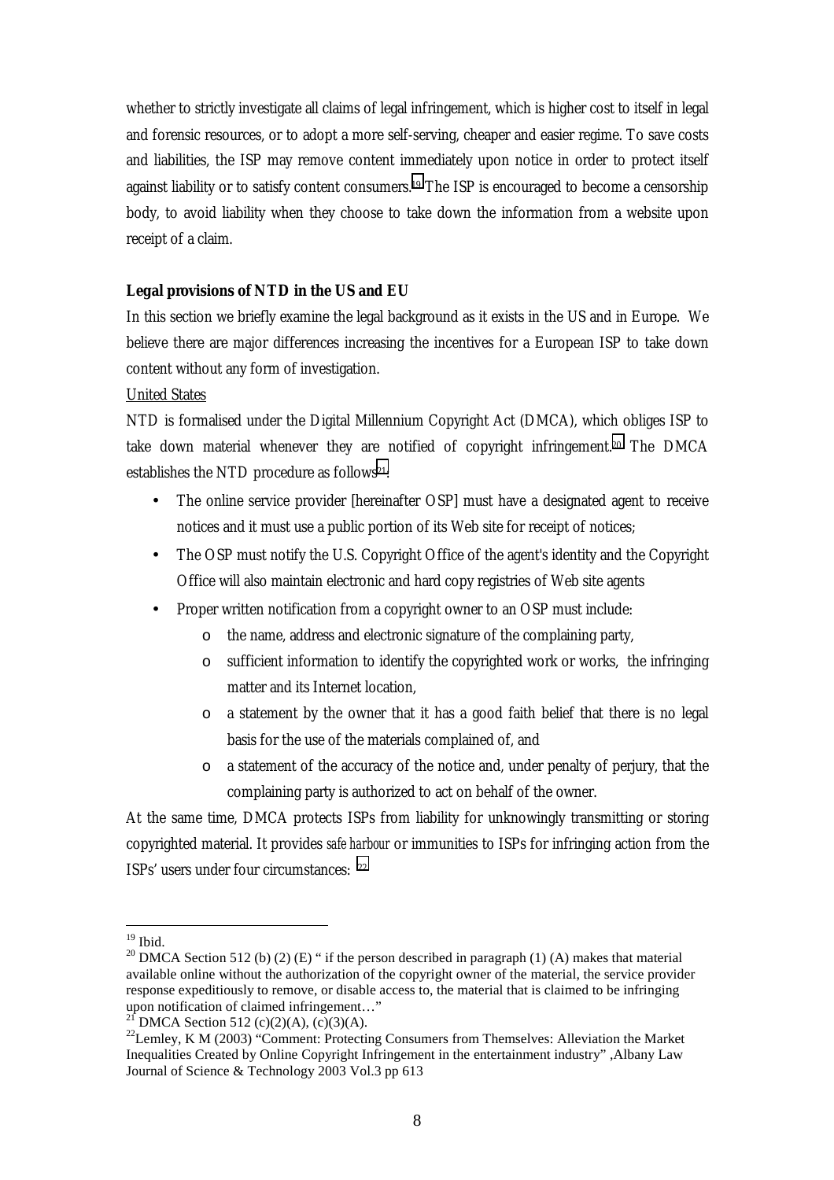whether to strictly investigate all claims of legal infringement, which is higher cost to itself in legal and forensic resources, or to adopt a more self-serving, cheaper and easier regime. To save costs and liabilities, the ISP may remove content immediately upon notice in order to protect itself against liability or to satisfy content consumers.[19] The ISP is encouraged to become a censorship body, to avoid liability when they choose to take down the information from a website upon receipt of a claim.

**Legal provisions of NTD in the US and EU**

In this section we briefly examine the legal background as it exists in the US and in Europe. We believe there are major differences increasing the incentives for a European ISP to take down content without any form of investigation.

United States

NTD is formalised under the Digital Millennium Copyright Act (DMCA), which obliges ISP to take down material whenever they are notified of copyright infringement.[20] The DMCA establishes the NTD procedure as follows[21]:

- The online service provider [hereinafter OSP] must have a designated agent to receive notices and it must use a public portion of its Web site for receipt of notices;
- The OSP must notify the U.S. Copyright Office of the agent's identity and the Copyright Office will also maintain electronic and hard copy registries of Web site agents
- Proper written notification from a copyright owner to an OSP must include:
  - the name, address and electronic signature of the complaining party,
  - sufficient information to identify the copyrighted work or works, the infringing matter and its Internet location,
  - a statement by the owner that it has a good faith belief that there is no legal basis for the use of the materials complained of, and
  - a statement of the accuracy of the notice and, under penalty of perjury, that the complaining party is authorized to act on behalf of the owner.

At the same time, DMCA protects ISPs from liability for unknowingly transmitting or storing copyrighted material. It provides *safe harbour* or immunities to ISPs for infringing action from the ISPs' users under four circumstances: [22]

---

[19] Ibid.

[20] DMCA Section 512 (b) (2) (E) " if the person described in paragraph (1) (A) makes that material available online without the authorization of the copyright owner of the material, the service provider response expeditiously to remove, or disable access to, the material that is claimed to be infringing upon notification of claimed infringement…"

[21] DMCA Section 512 (c)(2)(A), (c)(3)(A).

[22] Lemley, K M (2003) "Comment: Protecting Consumers from Themselves: Alleviation the Market Inequalities Created by Online Copyright Infringement in the entertainment industry" ,Albany Law Journal of Science & Technology 2003 Vol.3 pp 613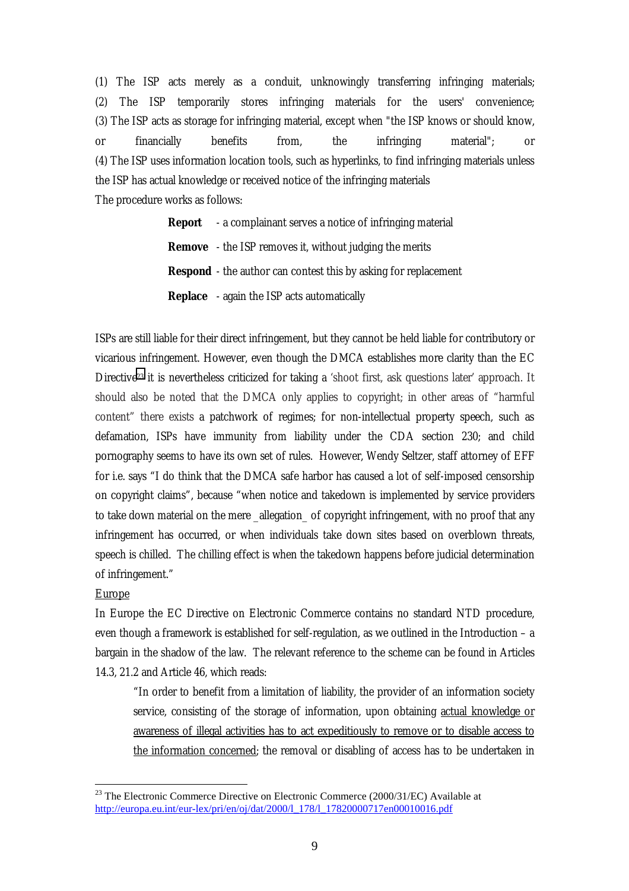(1) The ISP acts merely as a conduit, unknowingly transferring infringing materials;
(2) The ISP temporarily stores infringing materials for the users' convenience;
(3) The ISP acts as storage for infringing material, except when "the ISP knows or should know, or financially benefits from, the infringing material"; or
(4) The ISP uses information location tools, such as hyperlinks, to find infringing materials unless the ISP has actual knowledge or received notice of the infringing materials

The procedure works as follows:

**Report** - a complainant serves a notice of infringing material

**Remove** - the ISP removes it, without judging the merits

**Respond** - the author can contest this by asking for replacement

**Replace** - again the ISP acts automatically

ISPs are still liable for their direct infringement, but they cannot be held liable for contributory or vicarious infringement. However, even though the DMCA establishes more clarity than the EC Directive[23] it is nevertheless criticized for taking a 'shoot first, ask questions later' approach. It should also be noted that the DMCA only applies to copyright; in other areas of "harmful content" there exists a patchwork of regimes; for non-intellectual property speech, such as defamation, ISPs have immunity from liability under the CDA section 230; and child pornography seems to have its own set of rules. However, Wendy Seltzer, staff attorney of EFF for i.e. says "I do think that the DMCA safe harbor has caused a lot of self-imposed censorship on copyright claims", because "when notice and takedown is implemented by service providers to take down material on the mere _allegation_ of copyright infringement, with no proof that any infringement has occurred, or when individuals take down sites based on overblown threats, speech is chilled. The chilling effect is when the takedown happens before judicial determination of infringement."

<u>Europe</u>

In Europe the EC Directive on Electronic Commerce contains no standard NTD procedure, even though a framework is established for self-regulation, as we outlined in the Introduction – a bargain in the shadow of the law. The relevant reference to the scheme can be found in Articles 14.3, 21.2 and Article 46, which reads:

> "In order to benefit from a limitation of liability, the provider of an information society service, consisting of the storage of information, upon obtaining <u>actual knowledge or awareness of illegal activities has to act expeditiously to remove or to disable access to the information concerned</u>; the removal or disabling of access has to be undertaken in

---

[23] The Electronic Commerce Directive on Electronic Commerce (2000/31/EC) Available at http://europa.eu.int/eur-lex/pri/en/oj/dat/2000/l_178/l_17820000717en00010016.pdf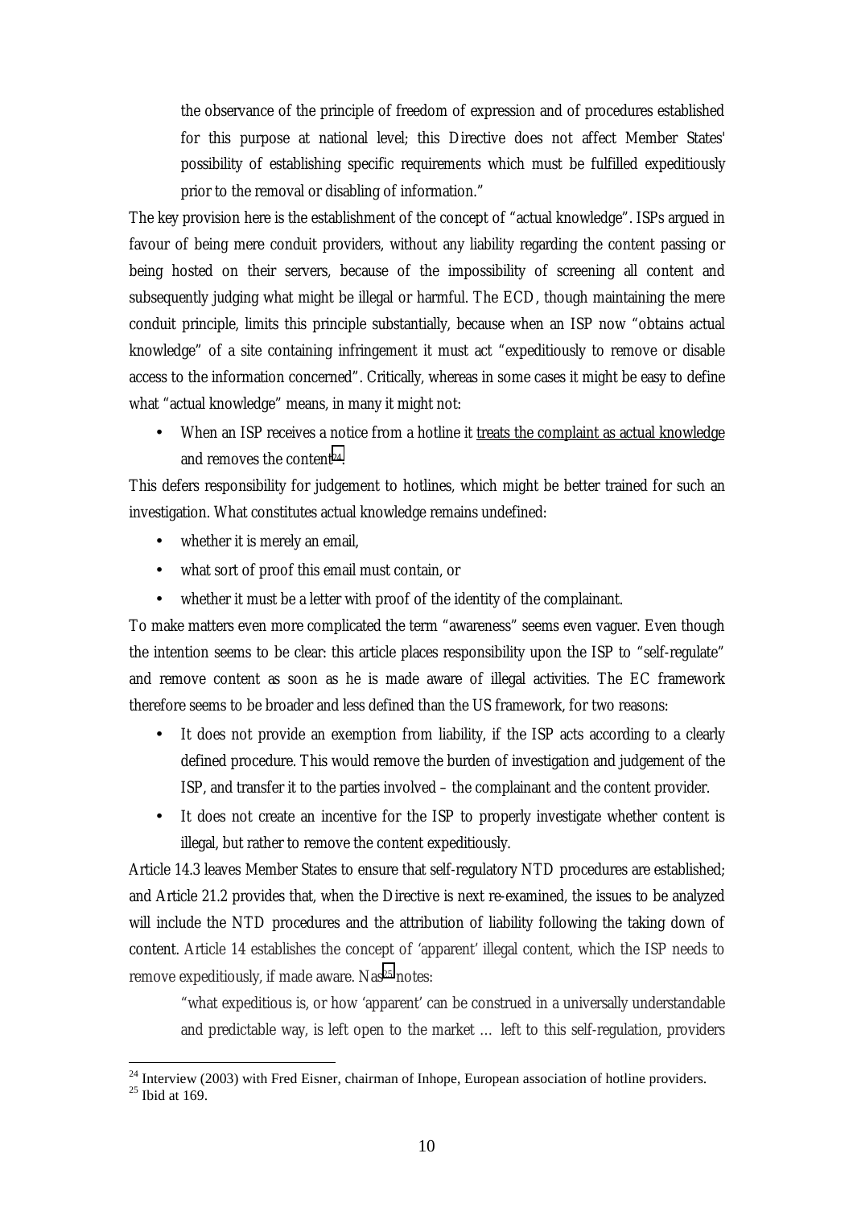> the observance of the principle of freedom of expression and of procedures established for this purpose at national level; this Directive does not affect Member States' possibility of establishing specific requirements which must be fulfilled expeditiously prior to the removal or disabling of information."

The key provision here is the establishment of the concept of "actual knowledge". ISPs argued in favour of being mere conduit providers, without any liability regarding the content passing or being hosted on their servers, because of the impossibility of screening all content and subsequently judging what might be illegal or harmful. The ECD, though maintaining the mere conduit principle, limits this principle substantially, because when an ISP now "obtains actual knowledge" of a site containing infringement it must act "expeditiously to remove or disable access to the information concerned". Critically, whereas in some cases it might be easy to define what "actual knowledge" means, in many it might not:

- When an ISP receives a notice from a hotline it treats the complaint as actual knowledge and removes the content[24].

This defers responsibility for judgement to hotlines, which might be better trained for such an investigation. What constitutes actual knowledge remains undefined:

- whether it is merely an email,
- what sort of proof this email must contain, or
- whether it must be a letter with proof of the identity of the complainant.

To make matters even more complicated the term "awareness" seems even vaguer. Even though the intention seems to be clear: this article places responsibility upon the ISP to "self-regulate" and remove content as soon as he is made aware of illegal activities. The EC framework therefore seems to be broader and less defined than the US framework, for two reasons:

- It does not provide an exemption from liability, if the ISP acts according to a clearly defined procedure. This would remove the burden of investigation and judgement of the ISP, and transfer it to the parties involved – the complainant and the content provider.
- It does not create an incentive for the ISP to properly investigate whether content is illegal, but rather to remove the content expeditiously.

Article 14.3 leaves Member States to ensure that self-regulatory NTD procedures are established; and Article 21.2 provides that, when the Directive is next re-examined, the issues to be analyzed will include the NTD procedures and the attribution of liability following the taking down of content. Article 14 establishes the concept of 'apparent' illegal content, which the ISP needs to remove expeditiously, if made aware. Nas[25] notes:

> "what expeditious is, or how 'apparent' can be construed in a universally understandable and predictable way, is left open to the market … left to this self-regulation, providers

[24] Interview (2003) with Fred Eisner, chairman of Inhope, European association of hotline providers.

[25] Ibid at 169.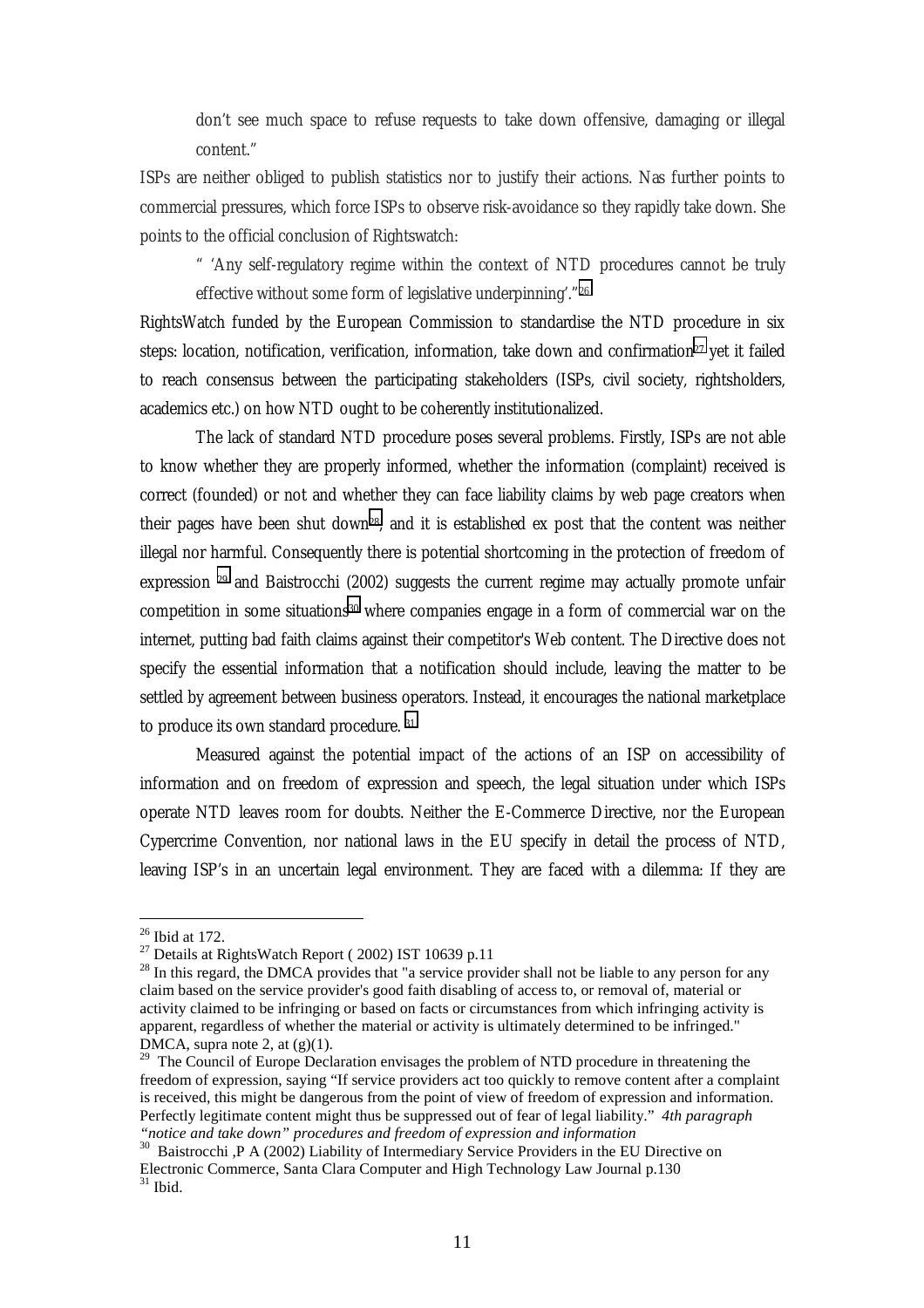> don't see much space to refuse requests to take down offensive, damaging or illegal content."

ISPs are neither obliged to publish statistics nor to justify their actions. Nas further points to commercial pressures, which force ISPs to observe risk-avoidance so they rapidly take down. She points to the official conclusion of Rightswatch:

> " 'Any self-regulatory regime within the context of NTD procedures cannot be truly effective without some form of legislative underpinning'."[26]

RightsWatch funded by the European Commission to standardise the NTD procedure in six steps: location, notification, verification, information, take down and confirmation[27] yet it failed to reach consensus between the participating stakeholders (ISPs, civil society, rightsholders, academics etc.) on how NTD ought to be coherently institutionalized.

The lack of standard NTD procedure poses several problems. Firstly, ISPs are not able to know whether they are properly informed, whether the information (complaint) received is correct (founded) or not and whether they can face liability claims by web page creators when their pages have been shut down[28], and it is established ex post that the content was neither illegal nor harmful. Consequently there is potential shortcoming in the protection of freedom of expression [29] and Baistrocchi (2002) suggests the current regime may actually promote unfair competition in some situations[30] where companies engage in a form of commercial war on the internet, putting bad faith claims against their competitor's Web content. The Directive does not specify the essential information that a notification should include, leaving the matter to be settled by agreement between business operators. Instead, it encourages the national marketplace to produce its own standard procedure. [31]

Measured against the potential impact of the actions of an ISP on accessibility of information and on freedom of expression and speech, the legal situation under which ISPs operate NTD leaves room for doubts. Neither the E-Commerce Directive, nor the European Cypercrime Convention, nor national laws in the EU specify in detail the process of NTD, leaving ISP's in an uncertain legal environment. They are faced with a dilemma: If they are

---

[26] Ibid at 172.

[27] Details at RightsWatch Report ( 2002) IST 10639 p.11

[28] In this regard, the DMCA provides that "a service provider shall not be liable to any person for any claim based on the service provider's good faith disabling of access to, or removal of, material or activity claimed to be infringing or based on facts or circumstances from which infringing activity is apparent, regardless of whether the material or activity is ultimately determined to be infringed." DMCA, supra note 2, at (g)(1).

[29] The Council of Europe Declaration envisages the problem of NTD procedure in threatening the freedom of expression, saying "If service providers act too quickly to remove content after a complaint is received, this might be dangerous from the point of view of freedom of expression and information. Perfectly legitimate content might thus be suppressed out of fear of legal liability." *4th paragraph "notice and take down" procedures and freedom of expression and information*

[30] Baistrocchi ,P A (2002) Liability of Intermediary Service Providers in the EU Directive on Electronic Commerce, Santa Clara Computer and High Technology Law Journal p.130

[31] Ibid.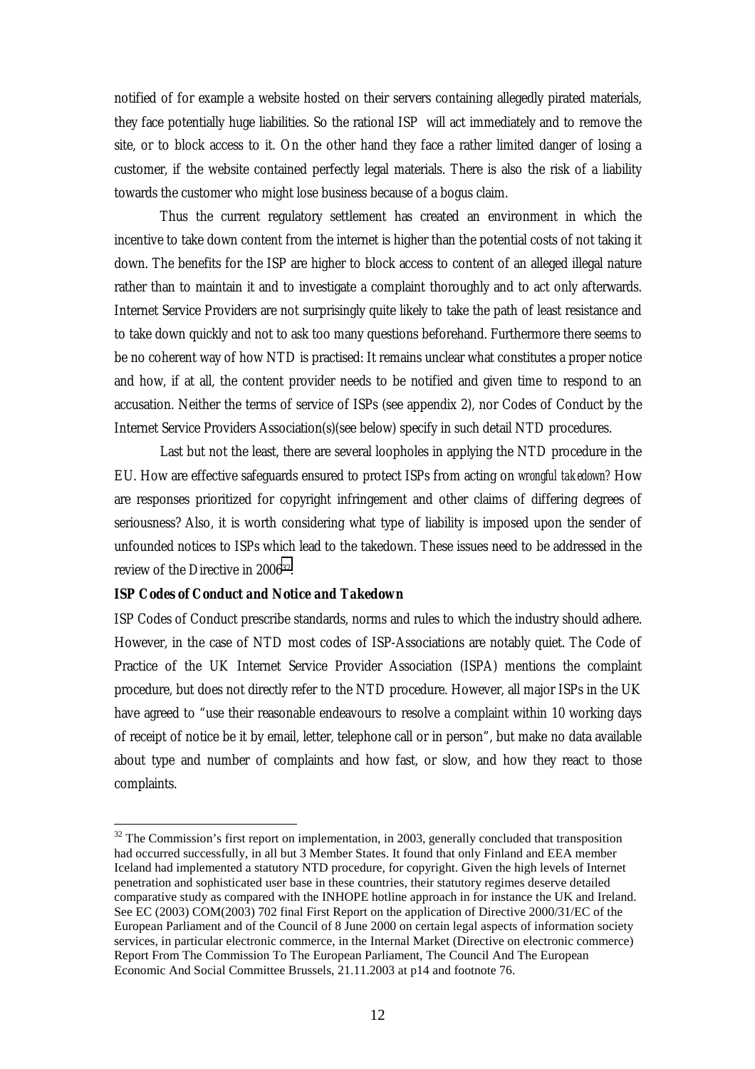notified of for example a website hosted on their servers containing allegedly pirated materials, they face potentially huge liabilities. So the rational ISP will act immediately and to remove the site, or to block access to it. On the other hand they face a rather limited danger of losing a customer, if the website contained perfectly legal materials. There is also the risk of a liability towards the customer who might lose business because of a bogus claim.

Thus the current regulatory settlement has created an environment in which the incentive to take down content from the internet is higher than the potential costs of not taking it down. The benefits for the ISP are higher to block access to content of an alleged illegal nature rather than to maintain it and to investigate a complaint thoroughly and to act only afterwards. Internet Service Providers are not surprisingly quite likely to take the path of least resistance and to take down quickly and not to ask too many questions beforehand. Furthermore there seems to be no coherent way of how NTD is practised: It remains unclear what constitutes a proper notice and how, if at all, the content provider needs to be notified and given time to respond to an accusation. Neither the terms of service of ISPs (see appendix 2), nor Codes of Conduct by the Internet Service Providers Association(s)(see below) specify in such detail NTD procedures.

Last but not the least, there are several loopholes in applying the NTD procedure in the EU. How are effective safeguards ensured to protect ISPs from acting on *wrongful takedown*? How are responses prioritized for copyright infringement and other claims of differing degrees of seriousness? Also, it is worth considering what type of liability is imposed upon the sender of unfounded notices to ISPs which lead to the takedown. These issues need to be addressed in the review of the Directive in 2006[32].

**ISP Codes of Conduct and Notice and Takedown**

ISP Codes of Conduct prescribe standards, norms and rules to which the industry should adhere. However, in the case of NTD most codes of ISP-Associations are notably quiet. The Code of Practice of the UK Internet Service Provider Association (ISPA) mentions the complaint procedure, but does not directly refer to the NTD procedure. However, all major ISPs in the UK have agreed to "use their reasonable endeavours to resolve a complaint within 10 working days of receipt of notice be it by email, letter, telephone call or in person", but make no data available about type and number of complaints and how fast, or slow, and how they react to those complaints.

---

[32] The Commission's first report on implementation, in 2003, generally concluded that transposition had occurred successfully, in all but 3 Member States. It found that only Finland and EEA member Iceland had implemented a statutory NTD procedure, for copyright. Given the high levels of Internet penetration and sophisticated user base in these countries, their statutory regimes deserve detailed comparative study as compared with the INHOPE hotline approach in for instance the UK and Ireland. See EC (2003) COM(2003) 702 final First Report on the application of Directive 2000/31/EC of the European Parliament and of the Council of 8 June 2000 on certain legal aspects of information society services, in particular electronic commerce, in the Internal Market (Directive on electronic commerce) Report From The Commission To The European Parliament, The Council And The European Economic And Social Committee Brussels, 21.11.2003 at p14 and footnote 76.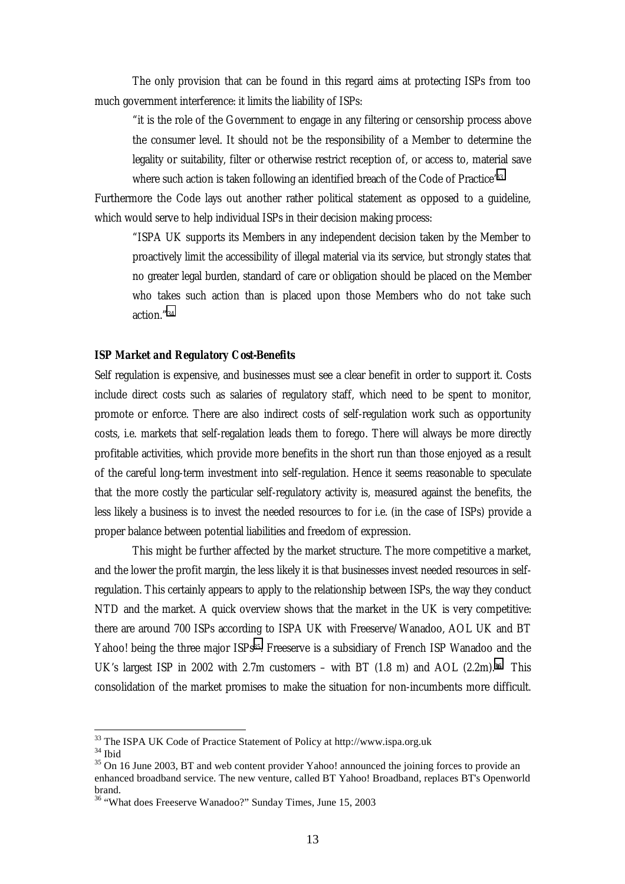The only provision that can be found in this regard aims at protecting ISPs from too much government interference: it limits the liability of ISPs:

> "it is the role of the Government to engage in any filtering or censorship process above the consumer level. It should not be the responsibility of a Member to determine the legality or suitability, filter or otherwise restrict reception of, or access to, material save where such action is taken following an identified breach of the Code of Practice"[33]

Furthermore the Code lays out another rather political statement as opposed to a guideline, which would serve to help individual ISPs in their decision making process:

> "ISPA UK supports its Members in any independent decision taken by the Member to proactively limit the accessibility of illegal material via its service, but strongly states that no greater legal burden, standard of care or obligation should be placed on the Member who takes such action than is placed upon those Members who do not take such action."[34]

### ISP Market and Regulatory Cost-Benefits

Self regulation is expensive, and businesses must see a clear benefit in order to support it. Costs include direct costs such as salaries of regulatory staff, which need to be spent to monitor, promote or enforce. There are also indirect costs of self-regulation work such as opportunity costs, i.e. markets that self-regalation leads them to forego. There will always be more directly profitable activities, which provide more benefits in the short run than those enjoyed as a result of the careful long-term investment into self-regulation. Hence it seems reasonable to speculate that the more costly the particular self-regulatory activity is, measured against the benefits, the less likely a business is to invest the needed resources to for i.e. (in the case of ISPs) provide a proper balance between potential liabilities and freedom of expression.

This might be further affected by the market structure. The more competitive a market, and the lower the profit margin, the less likely it is that businesses invest needed resources in self-regulation. This certainly appears to apply to the relationship between ISPs, the way they conduct NTD and the market. A quick overview shows that the market in the UK is very competitive: there are around 700 ISPs according to ISPA UK with Freeserve/Wanadoo, AOL UK and BT Yahoo! being the three major ISPs[35]. Freeserve is a subsidiary of French ISP Wanadoo and the UK's largest ISP in 2002 with 2.7m customers – with BT (1.8 m) and AOL (2.2m).[36] This consolidation of the market promises to make the situation for non-incumbents more difficult.

---

[33] The ISPA UK Code of Practice Statement of Policy at http://www.ispa.org.uk

[34] Ibid

[35] On 16 June 2003, BT and web content provider Yahoo! announced the joining forces to provide an enhanced broadband service. The new venture, called BT Yahoo! Broadband, replaces BT's Openworld brand.

[36] "What does Freeserve Wanadoo?" Sunday Times, June 15, 2003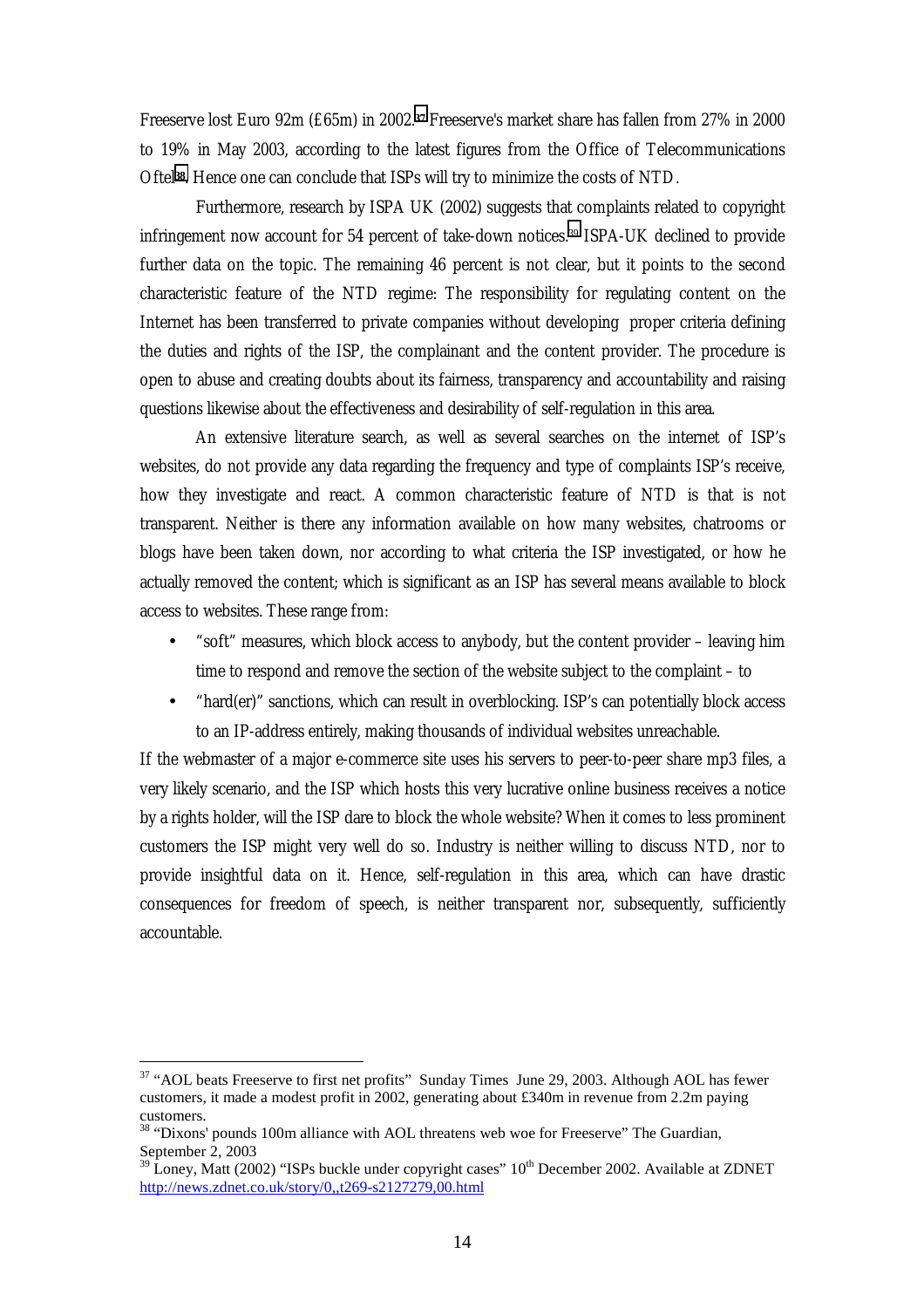Freeserve lost Euro 92m (£65m) in 2002.[37] Freeserve's market share has fallen from 27% in 2000 to 19% in May 2003, according to the latest figures from the Office of Telecommunications Oftel[38]. Hence one can conclude that ISPs will try to minimize the costs of NTD.

Furthermore, research by ISPA UK (2002) suggests that complaints related to copyright infringement now account for 54 percent of take-down notices.[39] ISPA-UK declined to provide further data on the topic. The remaining 46 percent is not clear, but it points to the second characteristic feature of the NTD regime: The responsibility for regulating content on the Internet has been transferred to private companies without developing proper criteria defining the duties and rights of the ISP, the complainant and the content provider. The procedure is open to abuse and creating doubts about its fairness, transparency and accountability and raising questions likewise about the effectiveness and desirability of self-regulation in this area.

An extensive literature search, as well as several searches on the internet of ISP's websites, do not provide any data regarding the frequency and type of complaints ISP's receive, how they investigate and react. A common characteristic feature of NTD is that is not transparent. Neither is there any information available on how many websites, chatrooms or blogs have been taken down, nor according to what criteria the ISP investigated, or how he actually removed the content; which is significant as an ISP has several means available to block access to websites. These range from:

- "soft" measures, which block access to anybody, but the content provider – leaving him time to respond and remove the section of the website subject to the complaint – to
- "hard(er)" sanctions, which can result in overblocking. ISP's can potentially block access to an IP-address entirely, making thousands of individual websites unreachable.

If the webmaster of a major e-commerce site uses his servers to peer-to-peer share mp3 files, a very likely scenario, and the ISP which hosts this very lucrative online business receives a notice by a rights holder, will the ISP dare to block the whole website? When it comes to less prominent customers the ISP might very well do so. Industry is neither willing to discuss NTD, nor to provide insightful data on it. Hence, self-regulation in this area, which can have drastic consequences for freedom of speech, is neither transparent nor, subsequently, sufficiently accountable.

---

[37] "AOL beats Freeserve to first net profits" Sunday Times June 29, 2003. Although AOL has fewer customers, it made a modest profit in 2002, generating about £340m in revenue from 2.2m paying customers.

[38] "Dixons' pounds 100m alliance with AOL threatens web woe for Freeserve" The Guardian, September 2, 2003

[39] Loney, Matt (2002) "ISPs buckle under copyright cases" 10th December 2002. Available at ZDNET http://news.zdnet.co.uk/story/0,,t269-s2127279,00.html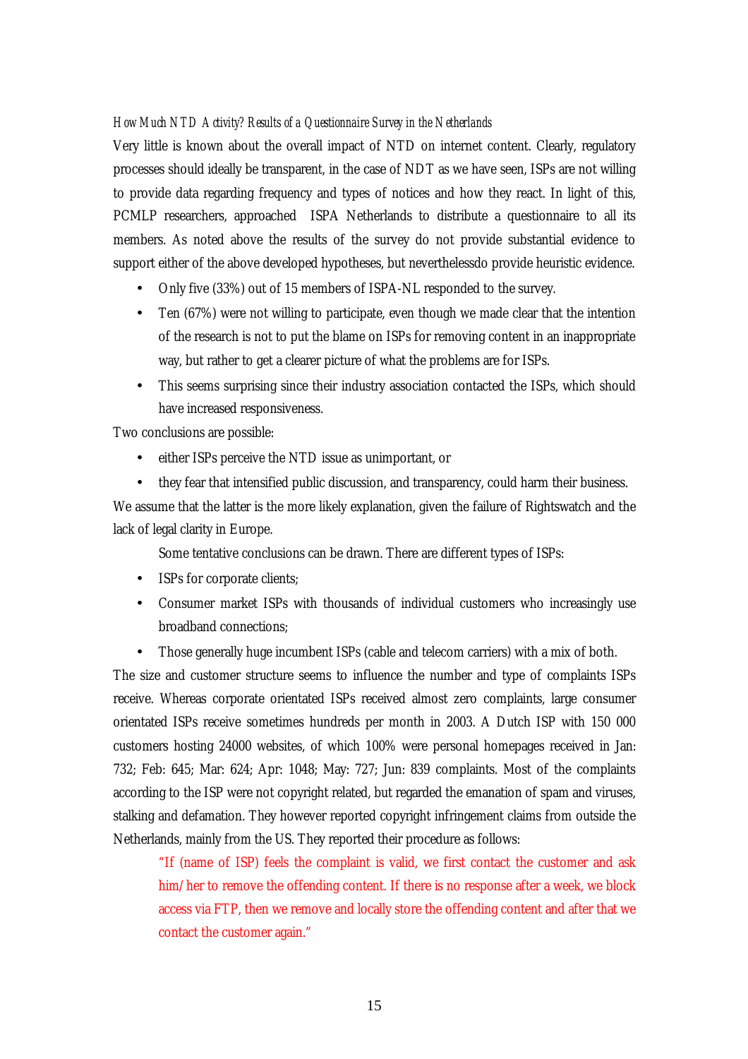*How Much NTD Activity? Results of a Questionnaire Survey in the Netherlands*

Very little is known about the overall impact of NTD on internet content. Clearly, regulatory processes should ideally be transparent, in the case of NDT as we have seen, ISPs are not willing to provide data regarding frequency and types of notices and how they react. In light of this, PCMLP researchers, approached ISPA Netherlands to distribute a questionnaire to all its members. As noted above the results of the survey do not provide substantial evidence to support either of the above developed hypotheses, but neverthelessdo provide heuristic evidence.

- Only five (33%) out of 15 members of ISPA-NL responded to the survey.
- Ten (67%) were not willing to participate, even though we made clear that the intention of the research is not to put the blame on ISPs for removing content in an inappropriate way, but rather to get a clearer picture of what the problems are for ISPs.
- This seems surprising since their industry association contacted the ISPs, which should have increased responsiveness.

Two conclusions are possible:

- either ISPs perceive the NTD issue as unimportant, or
- they fear that intensified public discussion, and transparency, could harm their business.

We assume that the latter is the more likely explanation, given the failure of Rightswatch and the lack of legal clarity in Europe.

Some tentative conclusions can be drawn. There are different types of ISPs:

- ISPs for corporate clients;
- Consumer market ISPs with thousands of individual customers who increasingly use broadband connections;
- Those generally huge incumbent ISPs (cable and telecom carriers) with a mix of both.

The size and customer structure seems to influence the number and type of complaints ISPs receive. Whereas corporate orientated ISPs received almost zero complaints, large consumer orientated ISPs receive sometimes hundreds per month in 2003. A Dutch ISP with 150 000 customers hosting 24000 websites, of which 100% were personal homepages received in Jan: 732; Feb: 645; Mar: 624; Apr: 1048; May: 727; Jun: 839 complaints. Most of the complaints according to the ISP were not copyright related, but regarded the emanation of spam and viruses, stalking and defamation. They however reported copyright infringement claims from outside the Netherlands, mainly from the US. They reported their procedure as follows:

> "If (name of ISP) feels the complaint is valid, we first contact the customer and ask him/her to remove the offending content. If there is no response after a week, we block access via FTP, then we remove and locally store the offending content and after that we contact the customer again."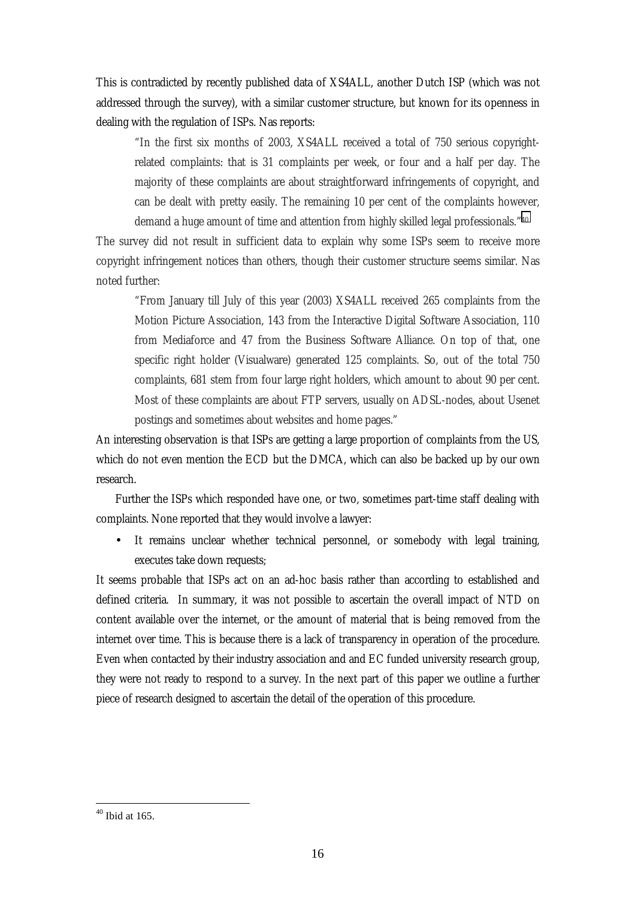This is contradicted by recently published data of XS4ALL, another Dutch ISP (which was not addressed through the survey), with a similar customer structure, but known for its openness in dealing with the regulation of ISPs. Nas reports:

> "In the first six months of 2003, XS4ALL received a total of 750 serious copyright-related complaints: that is 31 complaints per week, or four and a half per day. The majority of these complaints are about straightforward infringements of copyright, and can be dealt with pretty easily. The remaining 10 per cent of the complaints however, demand a huge amount of time and attention from highly skilled legal professionals."[40]

The survey did not result in sufficient data to explain why some ISPs seem to receive more copyright infringement notices than others, though their customer structure seems similar. Nas noted further:

> "From January till July of this year (2003) XS4ALL received 265 complaints from the Motion Picture Association, 143 from the Interactive Digital Software Association, 110 from Mediaforce and 47 from the Business Software Alliance. On top of that, one specific right holder (Visualware) generated 125 complaints. So, out of the total 750 complaints, 681 stem from four large right holders, which amount to about 90 per cent. Most of these complaints are about FTP servers, usually on ADSL-nodes, about Usenet postings and sometimes about websites and home pages."

An interesting observation is that ISPs are getting a large proportion of complaints from the US, which do not even mention the ECD but the DMCA, which can also be backed up by our own research.

Further the ISPs which responded have one, or two, sometimes part-time staff dealing with complaints. None reported that they would involve a lawyer:

- It remains unclear whether technical personnel, or somebody with legal training, executes take down requests;

It seems probable that ISPs act on an ad-hoc basis rather than according to established and defined criteria. In summary, it was not possible to ascertain the overall impact of NTD on content available over the internet, or the amount of material that is being removed from the internet over time. This is because there is a lack of transparency in operation of the procedure. Even when contacted by their industry association and and EC funded university research group, they were not ready to respond to a survey. In the next part of this paper we outline a further piece of research designed to ascertain the detail of the operation of this procedure.

---

[40] Ibid at 165.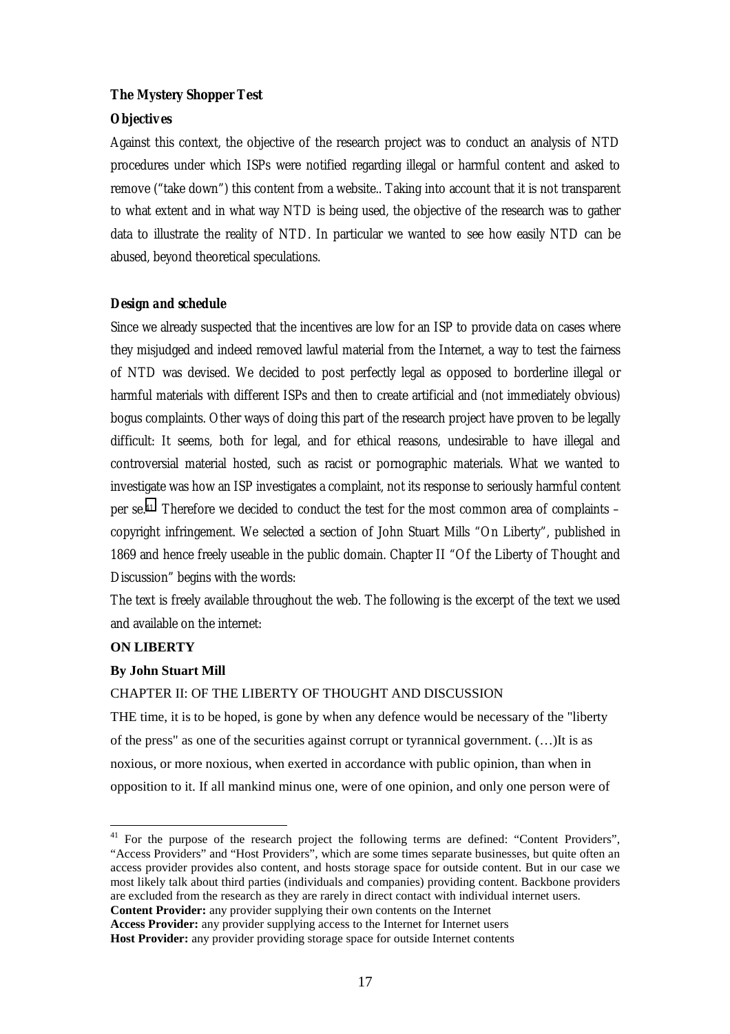**The Mystery Shopper Test**

***Objectives***

Against this context, the objective of the research project was to conduct an analysis of NTD procedures under which ISPs were notified regarding illegal or harmful content and asked to remove ("take down") this content from a website.. Taking into account that it is not transparent to what extent and in what way NTD is being used, the objective of the research was to gather data to illustrate the reality of NTD. In particular we wanted to see how easily NTD can be abused, beyond theoretical speculations.

***Design and schedule***

Since we already suspected that the incentives are low for an ISP to provide data on cases where they misjudged and indeed removed lawful material from the Internet, a way to test the fairness of NTD was devised. We decided to post perfectly legal as opposed to borderline illegal or harmful materials with different ISPs and then to create artificial and (not immediately obvious) bogus complaints. Other ways of doing this part of the research project have proven to be legally difficult: It seems, both for legal, and for ethical reasons, undesirable to have illegal and controversial material hosted, such as racist or pornographic materials. What we wanted to investigate was how an ISP investigates a complaint, not its response to seriously harmful content per se.[41] Therefore we decided to conduct the test for the most common area of complaints – copyright infringement. We selected a section of John Stuart Mills "On Liberty", published in 1869 and hence freely useable in the public domain. Chapter II "Of the Liberty of Thought and Discussion" begins with the words:

The text is freely available throughout the web. The following is the excerpt of the text we used and available on the internet:

**ON LIBERTY**

**By John Stuart Mill**

CHAPTER II: OF THE LIBERTY OF THOUGHT AND DISCUSSION

THE time, it is to be hoped, is gone by when any defence would be necessary of the "liberty of the press" as one of the securities against corrupt or tyrannical government. (…)It is as noxious, or more noxious, when exerted in accordance with public opinion, than when in opposition to it. If all mankind minus one, were of one opinion, and only one person were of

---

[41] For the purpose of the research project the following terms are defined: "Content Providers", "Access Providers" and "Host Providers", which are some times separate businesses, but quite often an access provider provides also content, and hosts storage space for outside content. But in our case we most likely talk about third parties (individuals and companies) providing content. Backbone providers are excluded from the research as they are rarely in direct contact with individual internet users.
**Content Provider:** any provider supplying their own contents on the Internet
**Access Provider:** any provider supplying access to the Internet for Internet users
**Host Provider:** any provider providing storage space for outside Internet contents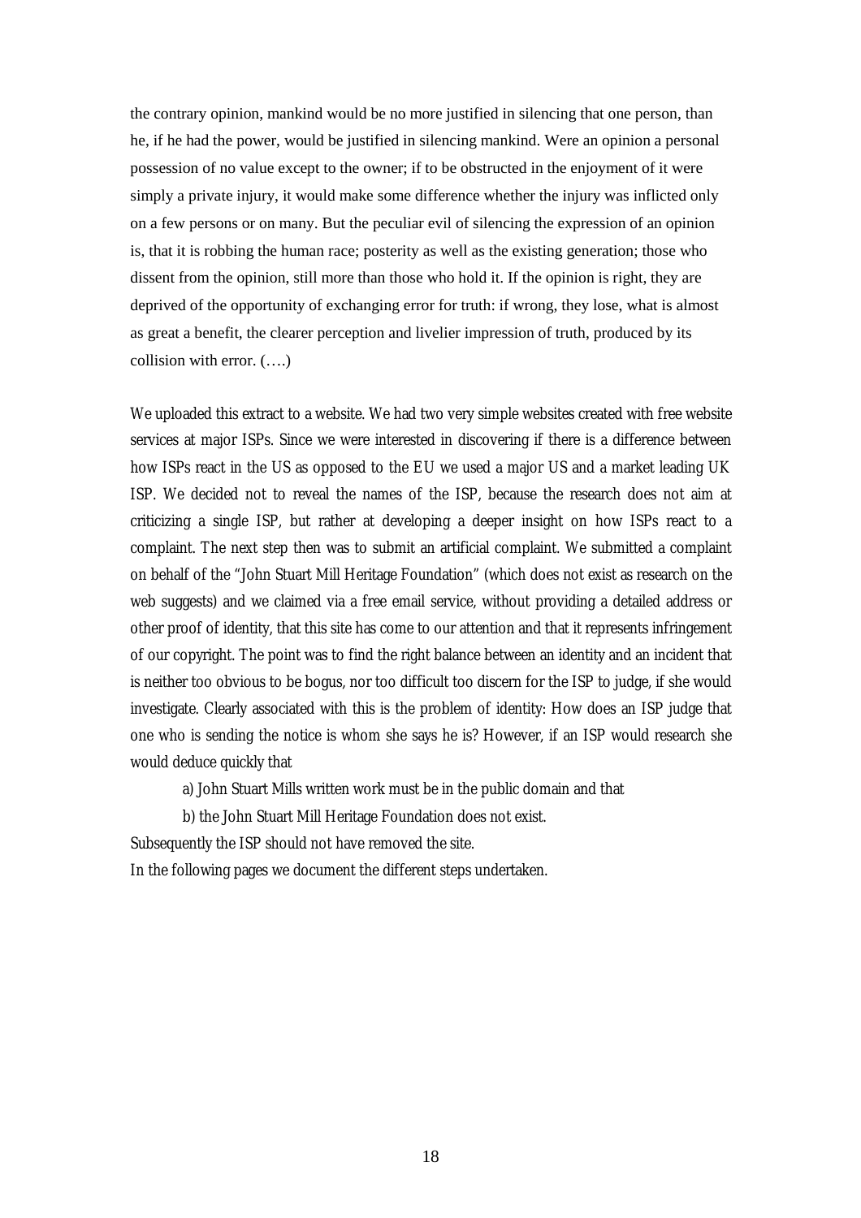the contrary opinion, mankind would be no more justified in silencing that one person, than he, if he had the power, would be justified in silencing mankind. Were an opinion a personal possession of no value except to the owner; if to be obstructed in the enjoyment of it were simply a private injury, it would make some difference whether the injury was inflicted only on a few persons or on many. But the peculiar evil of silencing the expression of an opinion is, that it is robbing the human race; posterity as well as the existing generation; those who dissent from the opinion, still more than those who hold it. If the opinion is right, they are deprived of the opportunity of exchanging error for truth: if wrong, they lose, what is almost as great a benefit, the clearer perception and livelier impression of truth, produced by its collision with error. (….)

We uploaded this extract to a website. We had two very simple websites created with free website services at major ISPs. Since we were interested in discovering if there is a difference between how ISPs react in the US as opposed to the EU we used a major US and a market leading UK ISP. We decided not to reveal the names of the ISP, because the research does not aim at criticizing a single ISP, but rather at developing a deeper insight on how ISPs react to a complaint. The next step then was to submit an artificial complaint. We submitted a complaint on behalf of the "John Stuart Mill Heritage Foundation" (which does not exist as research on the web suggests) and we claimed via a free email service, without providing a detailed address or other proof of identity, that this site has come to our attention and that it represents infringement of our copyright. The point was to find the right balance between an identity and an incident that is neither too obvious to be bogus, nor too difficult too discern for the ISP to judge, if she would investigate. Clearly associated with this is the problem of identity: How does an ISP judge that one who is sending the notice is whom she says he is? However, if an ISP would research she would deduce quickly that

a) John Stuart Mills written work must be in the public domain and that

b) the John Stuart Mill Heritage Foundation does not exist.

Subsequently the ISP should not have removed the site.

In the following pages we document the different steps undertaken.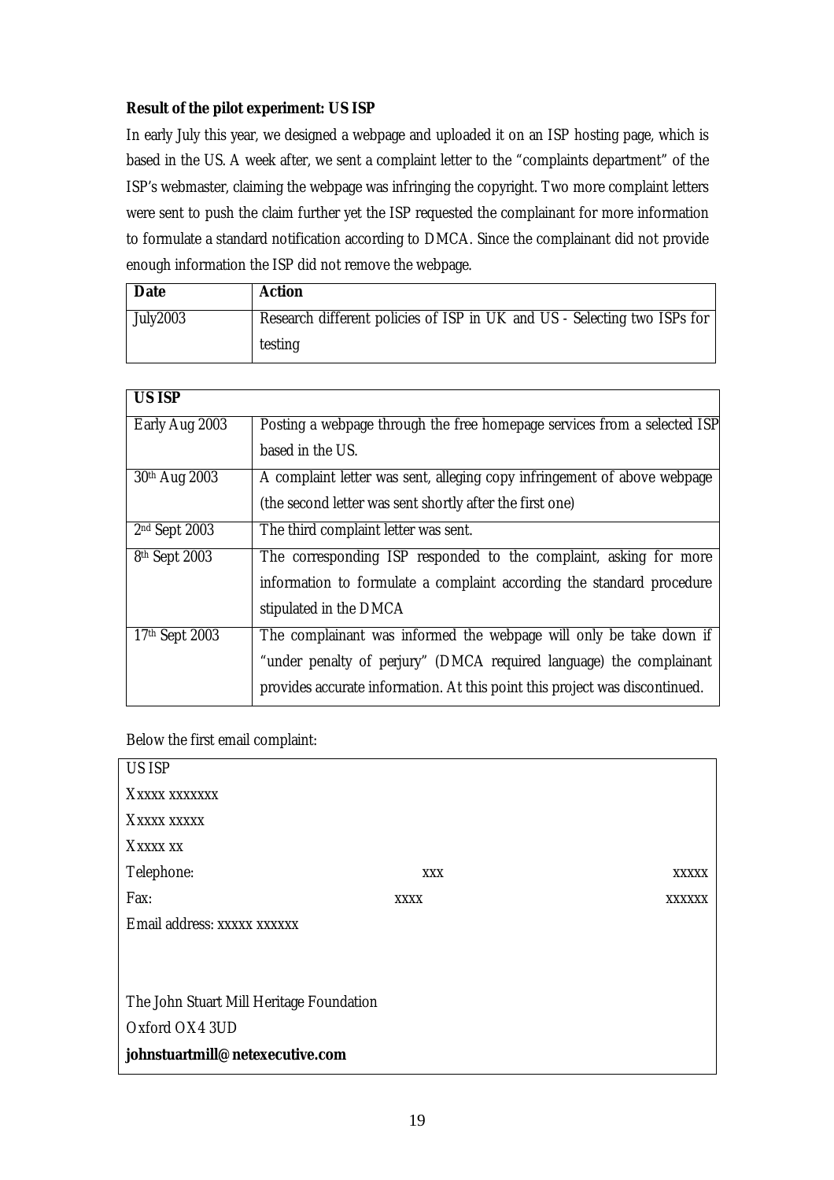**Result of the pilot experiment: US ISP**

In early July this year, we designed a webpage and uploaded it on an ISP hosting page, which is based in the US. A week after, we sent a complaint letter to the "complaints department" of the ISP's webmaster, claiming the webpage was infringing the copyright. Two more complaint letters were sent to push the claim further yet the ISP requested the complainant for more information to formulate a standard notification according to DMCA. Since the complainant did not provide enough information the ISP did not remove the webpage.

| Date | Action |
|---|---|
| July2003 | Research different policies of ISP in UK and US - Selecting two ISPs for testing |

| US ISP | |
|---|---|
| Early Aug 2003 | Posting a webpage through the free homepage services from a selected ISP based in the US. |
| 30th Aug 2003 | A complaint letter was sent, alleging copy infringement of above webpage (the second letter was sent shortly after the first one) |
| 2nd Sept 2003 | The third complaint letter was sent. |
| 8th Sept 2003 | The corresponding ISP responded to the complaint, asking for more information to formulate a complaint according the standard procedure stipulated in the DMCA |
| 17th Sept 2003 | The complainant was informed the webpage will only be take down if "under penalty of perjury" (DMCA required language) the complainant provides accurate information. At this point this project was discontinued. |

Below the first email complaint:

> US ISP
> Xxxxx xxxxxxx
> Xxxxx xxxxx
> Xxxxx xx
> Telephone: xxx xxxxx
> Fax: xxxx xxxxxx
> Email address: xxxxx xxxxxx
>
> The John Stuart Mill Heritage Foundation
> Oxford OX4 3UD
> **johnstuartmill@netexecutive.com**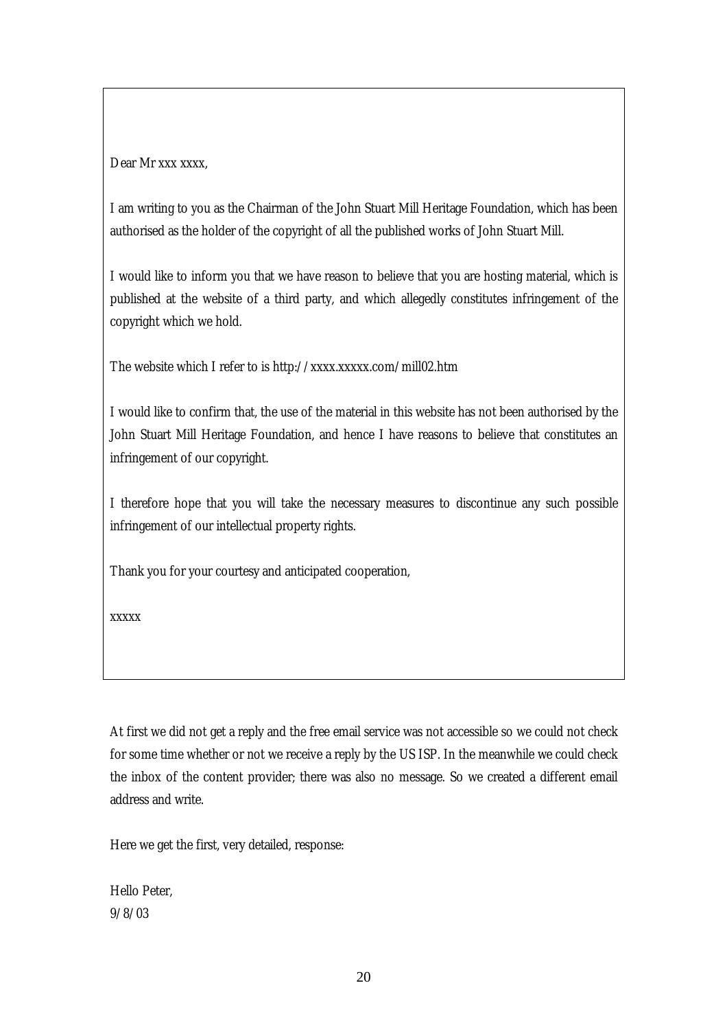> Dear Mr xxx xxxx,
>
> I am writing to you as the Chairman of the John Stuart Mill Heritage Foundation, which has been authorised as the holder of the copyright of all the published works of John Stuart Mill.
>
> I would like to inform you that we have reason to believe that you are hosting material, which is published at the website of a third party, and which allegedly constitutes infringement of the copyright which we hold.
>
> The website which I refer to is http://xxxx.xxxxx.com/mill02.htm
>
> I would like to confirm that, the use of the material in this website has not been authorised by the John Stuart Mill Heritage Foundation, and hence I have reasons to believe that constitutes an infringement of our copyright.
>
> I therefore hope that you will take the necessary measures to discontinue any such possible infringement of our intellectual property rights.
>
> Thank you for your courtesy and anticipated cooperation,
>
> xxxxx

At first we did not get a reply and the free email service was not accessible so we could not check for some time whether or not we receive a reply by the US ISP. In the meanwhile we could check the inbox of the content provider; there was also no message. So we created a different email address and write.

Here we get the first, very detailed, response:

Hello Peter,
9/8/03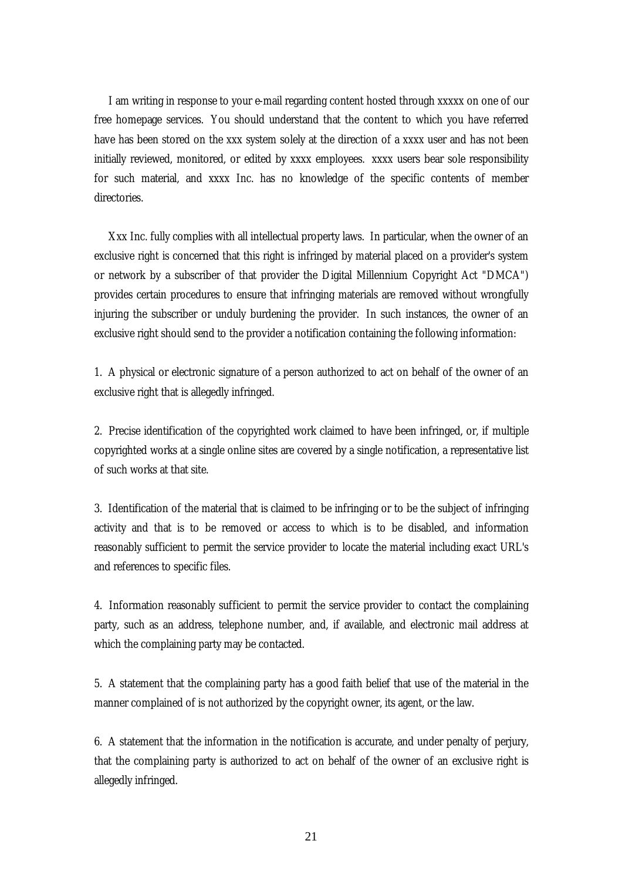I am writing in response to your e-mail regarding content hosted through xxxxx on one of our free homepage services. You should understand that the content to which you have referred have has been stored on the xxx system solely at the direction of a xxxx user and has not been initially reviewed, monitored, or edited by xxxx employees. xxxx users bear sole responsibility for such material, and xxxx Inc. has no knowledge of the specific contents of member directories.

Xxx Inc. fully complies with all intellectual property laws. In particular, when the owner of an exclusive right is concerned that this right is infringed by material placed on a provider's system or network by a subscriber of that provider the Digital Millennium Copyright Act "DMCA") provides certain procedures to ensure that infringing materials are removed without wrongfully injuring the subscriber or unduly burdening the provider. In such instances, the owner of an exclusive right should send to the provider a notification containing the following information:

1. A physical or electronic signature of a person authorized to act on behalf of the owner of an exclusive right that is allegedly infringed.

2. Precise identification of the copyrighted work claimed to have been infringed, or, if multiple copyrighted works at a single online sites are covered by a single notification, a representative list of such works at that site.

3. Identification of the material that is claimed to be infringing or to be the subject of infringing activity and that is to be removed or access to which is to be disabled, and information reasonably sufficient to permit the service provider to locate the material including exact URL's and references to specific files.

4. Information reasonably sufficient to permit the service provider to contact the complaining party, such as an address, telephone number, and, if available, and electronic mail address at which the complaining party may be contacted.

5. A statement that the complaining party has a good faith belief that use of the material in the manner complained of is not authorized by the copyright owner, its agent, or the law.

6. A statement that the information in the notification is accurate, and under penalty of perjury, that the complaining party is authorized to act on behalf of the owner of an exclusive right is allegedly infringed.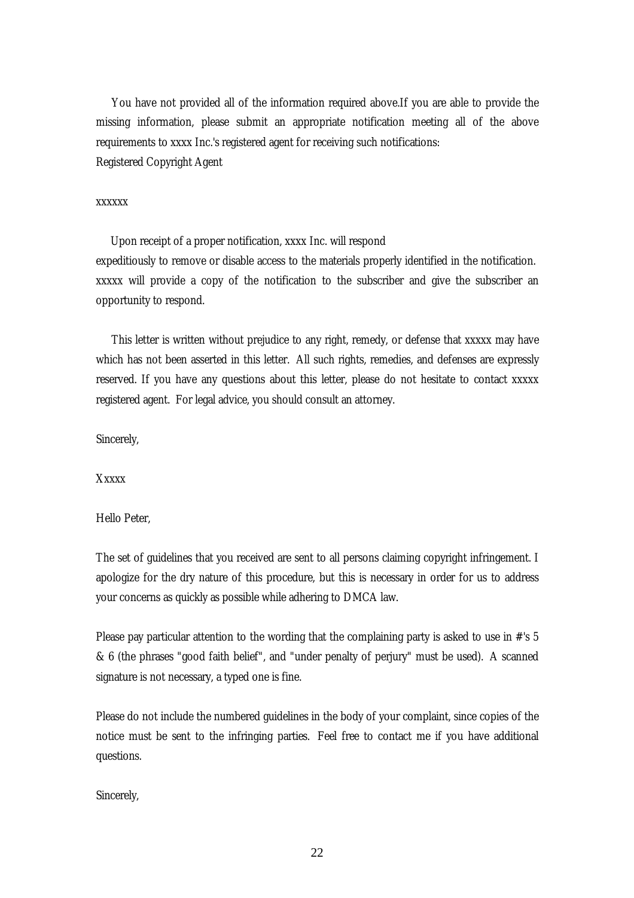You have not provided all of the information required above.If you are able to provide the missing information, please submit an appropriate notification meeting all of the above requirements to xxxx Inc.'s registered agent for receiving such notifications:
Registered Copyright Agent

xxxxxx

Upon receipt of a proper notification, xxxx Inc. will respond expeditiously to remove or disable access to the materials properly identified in the notification. xxxxx will provide a copy of the notification to the subscriber and give the subscriber an opportunity to respond.

This letter is written without prejudice to any right, remedy, or defense that xxxxx may have which has not been asserted in this letter. All such rights, remedies, and defenses are expressly reserved. If you have any questions about this letter, please do not hesitate to contact xxxxx registered agent. For legal advice, you should consult an attorney.

Sincerely,

Xxxxx

Hello Peter,

The set of guidelines that you received are sent to all persons claiming copyright infringement. I apologize for the dry nature of this procedure, but this is necessary in order for us to address your concerns as quickly as possible while adhering to DMCA law.

Please pay particular attention to the wording that the complaining party is asked to use in #'s 5 & 6 (the phrases "good faith belief", and "under penalty of perjury" must be used). A scanned signature is not necessary, a typed one is fine.

Please do not include the numbered guidelines in the body of your complaint, since copies of the notice must be sent to the infringing parties. Feel free to contact me if you have additional questions.

Sincerely,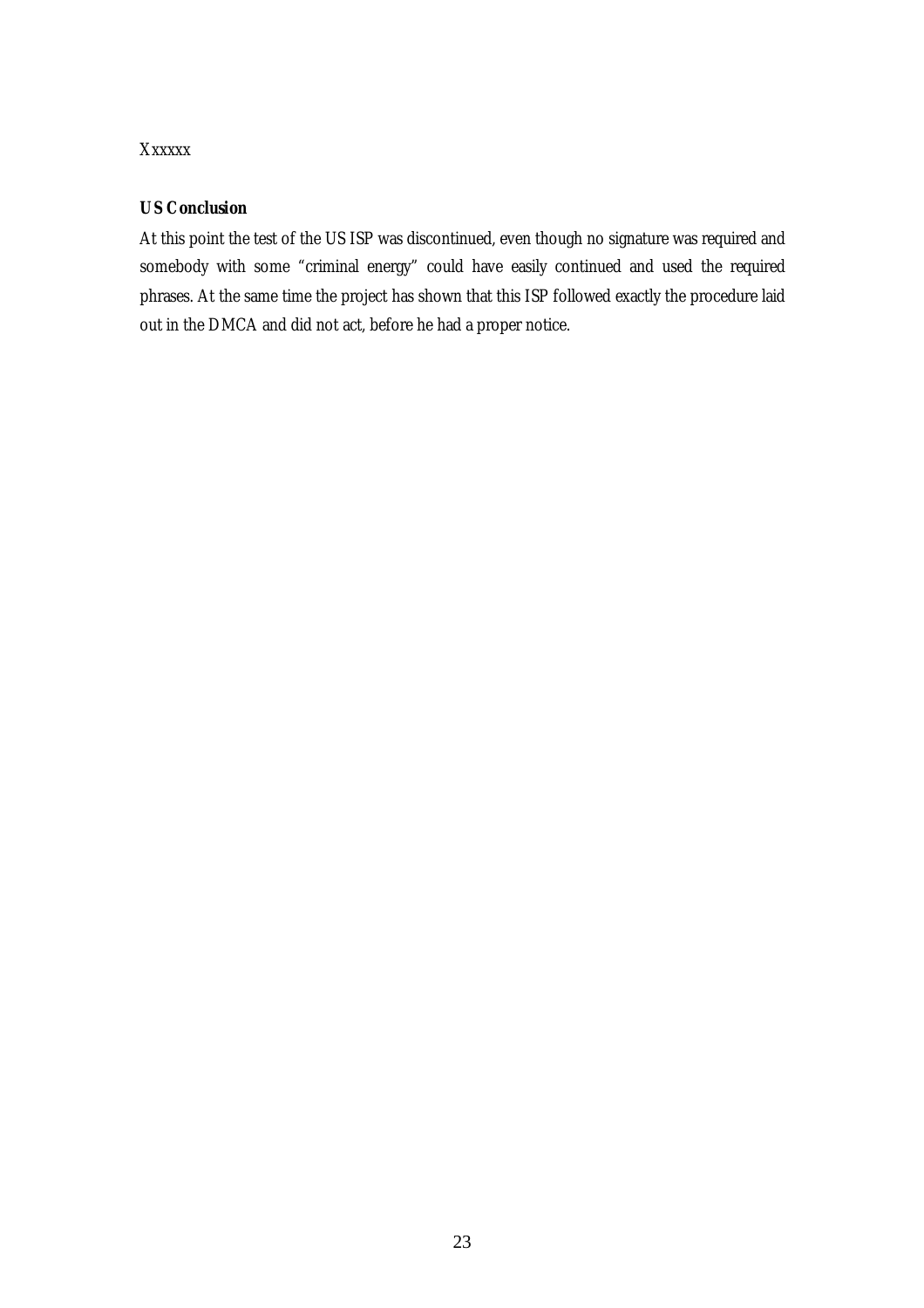Xxxxxx

**US Conclusion**

At this point the test of the US ISP was discontinued, even though no signature was required and somebody with some "criminal energy" could have easily continued and used the required phrases. At the same time the project has shown that this ISP followed exactly the procedure laid out in the DMCA and did not act, before he had a proper notice.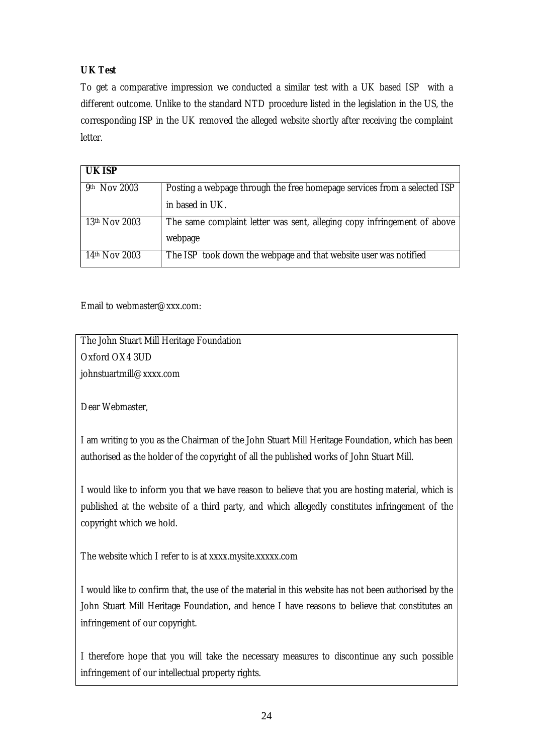**UK Test**

To get a comparative impression we conducted a similar test with a UK based ISP with a different outcome. Unlike to the standard NTD procedure listed in the legislation in the US, the corresponding ISP in the UK removed the alleged website shortly after receiving the complaint letter.

| UK ISP | |
|---|---|
| 9th Nov 2003 | Posting a webpage through the free homepage services from a selected ISP in based in UK. |
| 13th Nov 2003 | The same complaint letter was sent, alleging copy infringement of above webpage |
| 14th Nov 2003 | The ISP took down the webpage and that website user was notified |

Email to webmaster@xxx.com:

> The John Stuart Mill Heritage Foundation
> Oxford OX4 3UD
> johnstuartmill@xxxx.com
>
> Dear Webmaster,
>
> I am writing to you as the Chairman of the John Stuart Mill Heritage Foundation, which has been authorised as the holder of the copyright of all the published works of John Stuart Mill.
>
> I would like to inform you that we have reason to believe that you are hosting material, which is published at the website of a third party, and which allegedly constitutes infringement of the copyright which we hold.
>
> The website which I refer to is at xxxx.mysite.xxxxx.com
>
> I would like to confirm that, the use of the material in this website has not been authorised by the John Stuart Mill Heritage Foundation, and hence I have reasons to believe that constitutes an infringement of our copyright.
>
> I therefore hope that you will take the necessary measures to discontinue any such possible infringement of our intellectual property rights.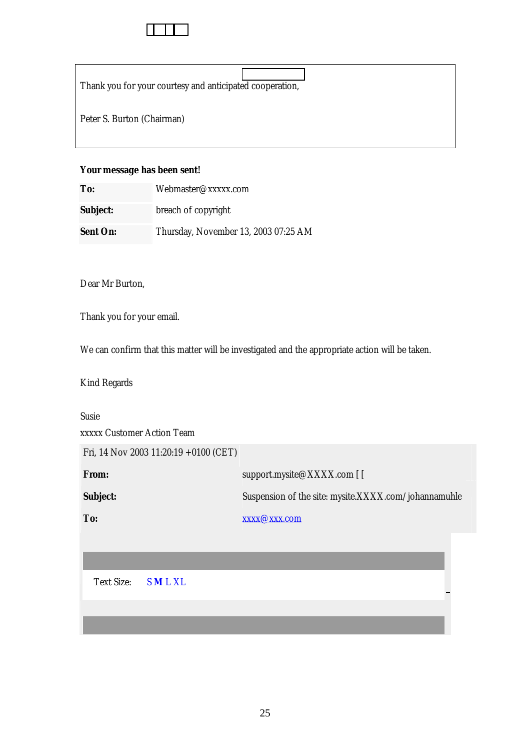Thank you for your courtesy and anticipated cooperation,

Peter S. Burton (Chairman)

**Your message has been sent!**

| | |
|---|---|
| **To:** | Webmaster@xxxxx.com |
| **Subject:** | breach of copyright |
| **Sent On:** | Thursday, November 13, 2003 07:25 AM |

Dear Mr Burton,

Thank you for your email.

We can confirm that this matter will be investigated and the appropriate action will be taken.

Kind Regards

Susie
xxxxx Customer Action Team

| Fri, 14 Nov 2003 11:20:19 +0100 (CET) | |
|---|---|
| **From:** | support.mysite@XXXX.com [ [ |
| **Subject:** | Suspension of the site: mysite.XXXX.com/johannamuhle |
| **To:** | xxxx@xxx.com |

Text Size: S M L XL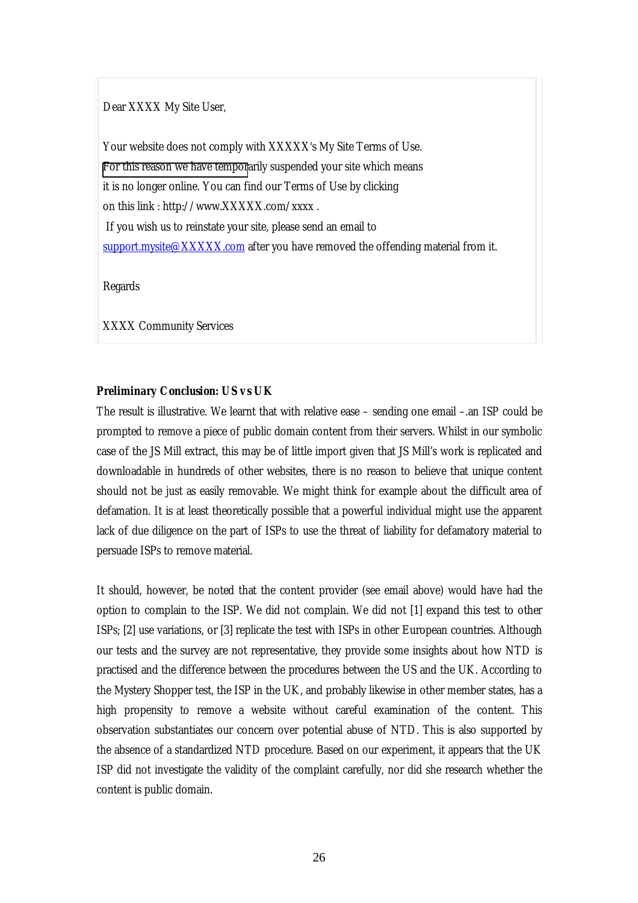> Dear XXXX My Site User,
>
> Your website does not comply with XXXXX's My Site Terms of Use.
> For this reason we have temporarily suspended your site which means
> it is no longer online. You can find our Terms of Use by clicking
> on this link : http://www.XXXXX.com/xxxx .
> If you wish us to reinstate your site, please send an email to
> support.mysite@XXXXX.com after you have removed the offending material from it.
>
> Regards
>
> XXXX Community Services

**Preliminary Conclusion: US vs UK**

The result is illustrative. We learnt that with relative ease – sending one email –.an ISP could be prompted to remove a piece of public domain content from their servers. Whilst in our symbolic case of the JS Mill extract, this may be of little import given that JS Mill's work is replicated and downloadable in hundreds of other websites, there is no reason to believe that unique content should not be just as easily removable. We might think for example about the difficult area of defamation. It is at least theoretically possible that a powerful individual might use the apparent lack of due diligence on the part of ISPs to use the threat of liability for defamatory material to persuade ISPs to remove material.

It should, however, be noted that the content provider (see email above) would have had the option to complain to the ISP. We did not complain. We did not [1] expand this test to other ISPs; [2] use variations, or [3] replicate the test with ISPs in other European countries. Although our tests and the survey are not representative, they provide some insights about how NTD is practised and the difference between the procedures between the US and the UK. According to the Mystery Shopper test, the ISP in the UK, and probably likewise in other member states, has a high propensity to remove a website without careful examination of the content. This observation substantiates our concern over potential abuse of NTD. This is also supported by the absence of a standardized NTD procedure. Based on our experiment, it appears that the UK ISP did not investigate the validity of the complaint carefully, nor did she research whether the content is public domain.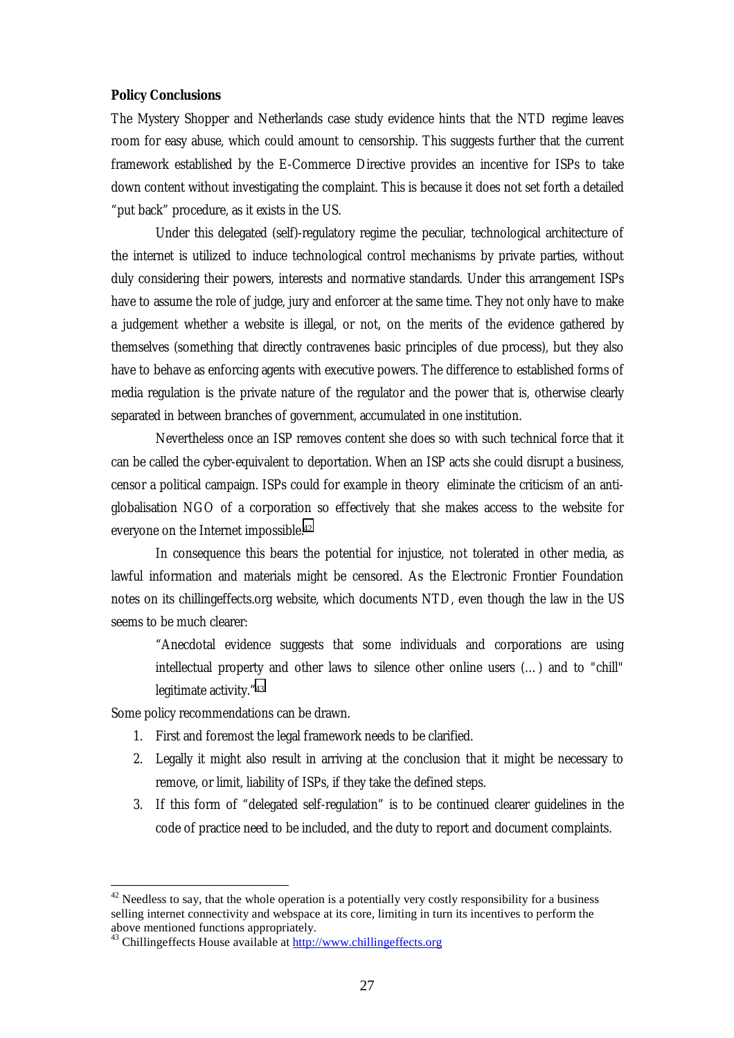**Policy Conclusions**

The Mystery Shopper and Netherlands case study evidence hints that the NTD regime leaves room for easy abuse, which could amount to censorship. This suggests further that the current framework established by the E-Commerce Directive provides an incentive for ISPs to take down content without investigating the complaint. This is because it does not set forth a detailed "put back" procedure, as it exists in the US.

Under this delegated (self)-regulatory regime the peculiar, technological architecture of the internet is utilized to induce technological control mechanisms by private parties, without duly considering their powers, interests and normative standards. Under this arrangement ISPs have to assume the role of judge, jury and enforcer at the same time. They not only have to make a judgement whether a website is illegal, or not, on the merits of the evidence gathered by themselves (something that directly contravenes basic principles of due process), but they also have to behave as enforcing agents with executive powers. The difference to established forms of media regulation is the private nature of the regulator and the power that is, otherwise clearly separated in between branches of government, accumulated in one institution.

Nevertheless once an ISP removes content she does so with such technical force that it can be called the cyber-equivalent to deportation. When an ISP acts she could disrupt a business, censor a political campaign. ISPs could for example in theory eliminate the criticism of an anti-globalisation NGO of a corporation so effectively that she makes access to the website for everyone on the Internet impossible.[42]

In consequence this bears the potential for injustice, not tolerated in other media, as lawful information and materials might be censored. As the Electronic Frontier Foundation notes on its chillingeffects.org website, which documents NTD, even though the law in the US seems to be much clearer:

> "Anecdotal evidence suggests that some individuals and corporations are using intellectual property and other laws to silence other online users (…) and to "chill" legitimate activity."[43]

Some policy recommendations can be drawn.

1. First and foremost the legal framework needs to be clarified.
2. Legally it might also result in arriving at the conclusion that it might be necessary to remove, or limit, liability of ISPs, if they take the defined steps.
3. If this form of "delegated self-regulation" is to be continued clearer guidelines in the code of practice need to be included, and the duty to report and document complaints.

---

[42] Needless to say, that the whole operation is a potentially very costly responsibility for a business selling internet connectivity and webspace at its core, limiting in turn its incentives to perform the above mentioned functions appropriately.

[43] Chillingeffects House available at http://www.chillingeffects.org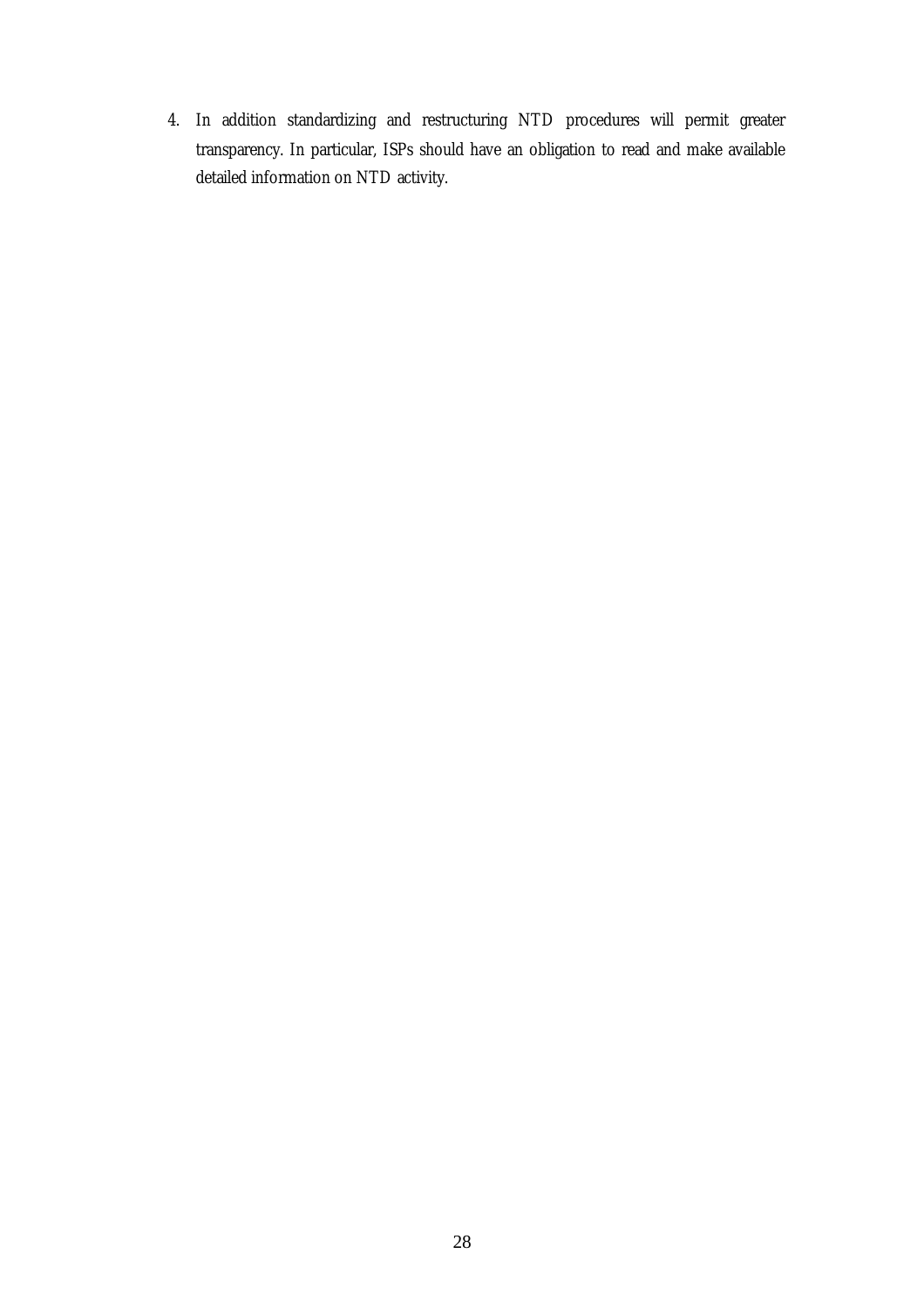4. In addition standardizing and restructuring NTD procedures will permit greater transparency. In particular, ISPs should have an obligation to read and make available detailed information on NTD activity.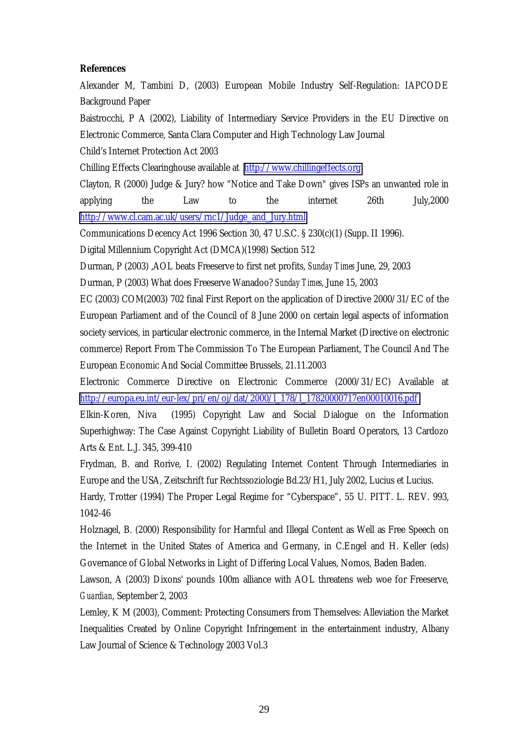**References**

Alexander M, Tambini D, (2003) European Mobile Industry Self-Regulation: IAPCODE Background Paper

Baistrocchi, P A (2002), Liability of Intermediary Service Providers in the EU Directive on Electronic Commerce, Santa Clara Computer and High Technology Law Journal

Child's Internet Protection Act 2003

Chilling Effects Clearinghouse available at http://www.chillingeffects.org

Clayton, R (2000) Judge & Jury? how "Notice and Take Down" gives ISPs an unwanted role in applying the Law to the internet 26th July,2000 http://www.cl.cam.ac.uk/users/rnc1/Judge_and_Jury.html

Communications Decency Act 1996 Section 30, 47 U.S.C. § 230(c)(1) (Supp. II 1996).

Digital Millennium Copyright Act (DMCA)(1998) Section 512

Durman, P (2003) ,AOL beats Freeserve to first net profits, *Sunday Times* June, 29, 2003

Durman, P (2003) What does Freeserve Wanadoo? *Sunday Times*, June 15, 2003

EC (2003) COM(2003) 702 final First Report on the application of Directive 2000/31/EC of the European Parliament and of the Council of 8 June 2000 on certain legal aspects of information society services, in particular electronic commerce, in the Internal Market (Directive on electronic commerce) Report From The Commission To The European Parliament, The Council And The European Economic And Social Committee Brussels, 21.11.2003

Electronic Commerce Directive on Electronic Commerce (2000/31/EC) Available at http://europa.eu.int/eur-lex/pri/en/oj/dat/2000/l_178/l_17820000717en00010016.pdf

Elkin-Koren, Niva (1995) Copyright Law and Social Dialogue on the Information Superhighway: The Case Against Copyright Liability of Bulletin Board Operators, 13 Cardozo Arts & Ent. L.J. 345, 399-410

Frydman, B. and Rorive, I. (2002) Regulating Internet Content Through Intermediaries in Europe and the USA, Zeitschrift fur Rechtssoziologie Bd.23/H1, July 2002, Lucius et Lucius.

Hardy, Trotter (1994) The Proper Legal Regime for "Cyberspace", 55 U. PITT. L. REV. 993, 1042-46

Holznagel, B. (2000) Responsibility for Harmful and Illegal Content as Well as Free Speech on the Internet in the United States of America and Germany, in C.Engel and H. Keller (eds) Governance of Global Networks in Light of Differing Local Values, Nomos, Baden Baden.

Lawson, A (2003) Dixons' pounds 100m alliance with AOL threatens web woe for Freeserve, *Guardian*, September 2, 2003

Lemley, K M (2003), Comment: Protecting Consumers from Themselves: Alleviation the Market Inequalities Created by Online Copyright Infringement in the entertainment industry, Albany Law Journal of Science & Technology 2003 Vol.3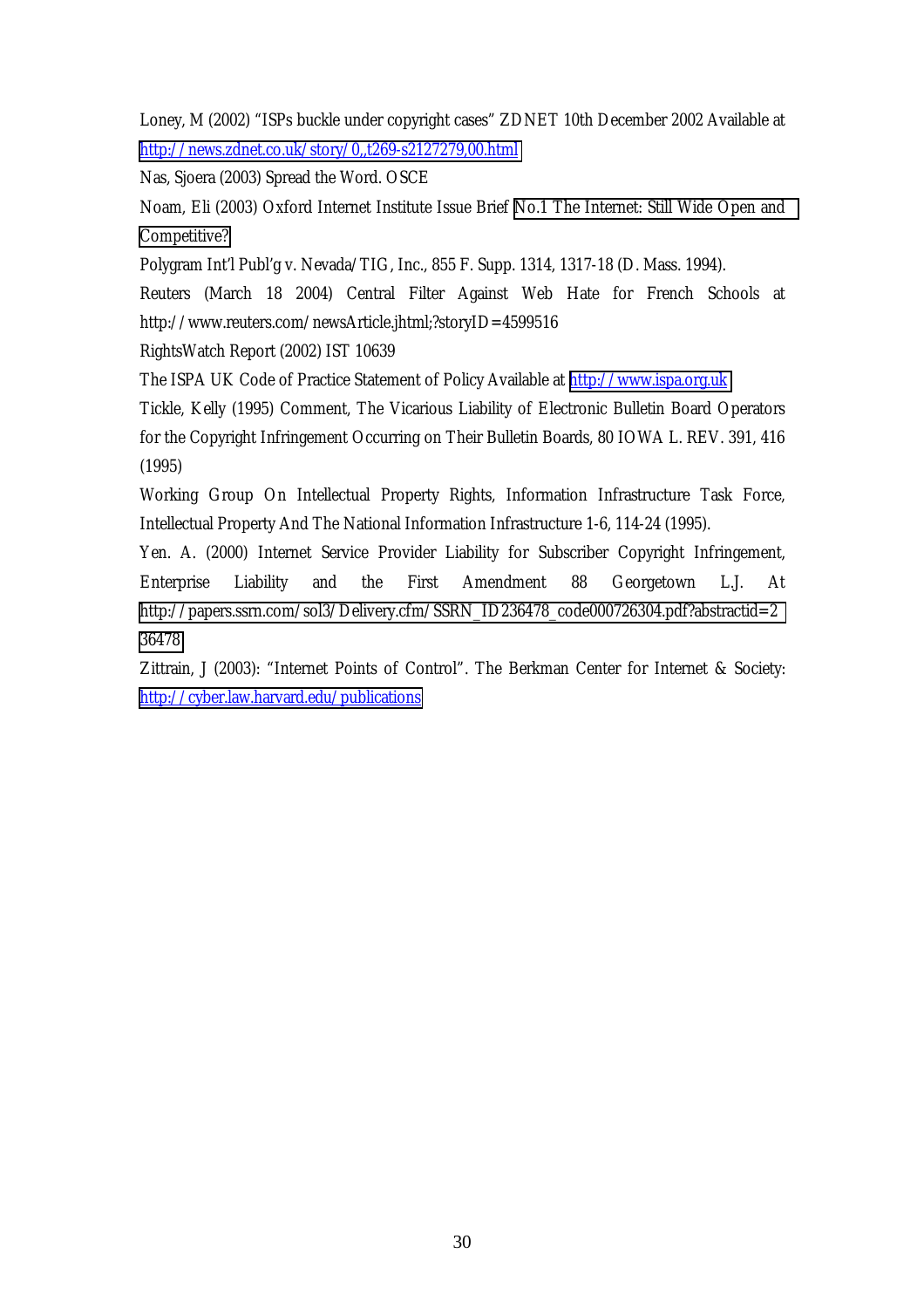Loney, M (2002) "ISPs buckle under copyright cases" ZDNET 10th December 2002 Available at http://news.zdnet.co.uk/story/0,,t269-s2127279,00.html

Nas, Sjoera (2003) Spread the Word. OSCE

Noam, Eli (2003) Oxford Internet Institute Issue Brief No.1 The Internet: Still Wide Open and Competitive?

Polygram Int'l Publ'g v. Nevada/TIG, Inc., 855 F. Supp. 1314, 1317-18 (D. Mass. 1994).

Reuters (March 18 2004) Central Filter Against Web Hate for French Schools at http://www.reuters.com/newsArticle.jhtml;?storyID=4599516

RightsWatch Report (2002) IST 10639

The ISPA UK Code of Practice Statement of Policy Available at http://www.ispa.org.uk

Tickle, Kelly (1995) Comment, The Vicarious Liability of Electronic Bulletin Board Operators for the Copyright Infringement Occurring on Their Bulletin Boards, 80 IOWA L. REV. 391, 416 (1995)

Working Group On Intellectual Property Rights, Information Infrastructure Task Force, Intellectual Property And The National Information Infrastructure 1-6, 114-24 (1995).

Yen. A. (2000) Internet Service Provider Liability for Subscriber Copyright Infringement, Enterprise Liability and the First Amendment 88 Georgetown L.J. At http://papers.ssrn.com/sol3/Delivery.cfm/SSRN_ID236478_code000726304.pdf?abstractid=236478

Zittrain, J (2003): "Internet Points of Control". The Berkman Center for Internet & Society: http://cyber.law.harvard.edu/publications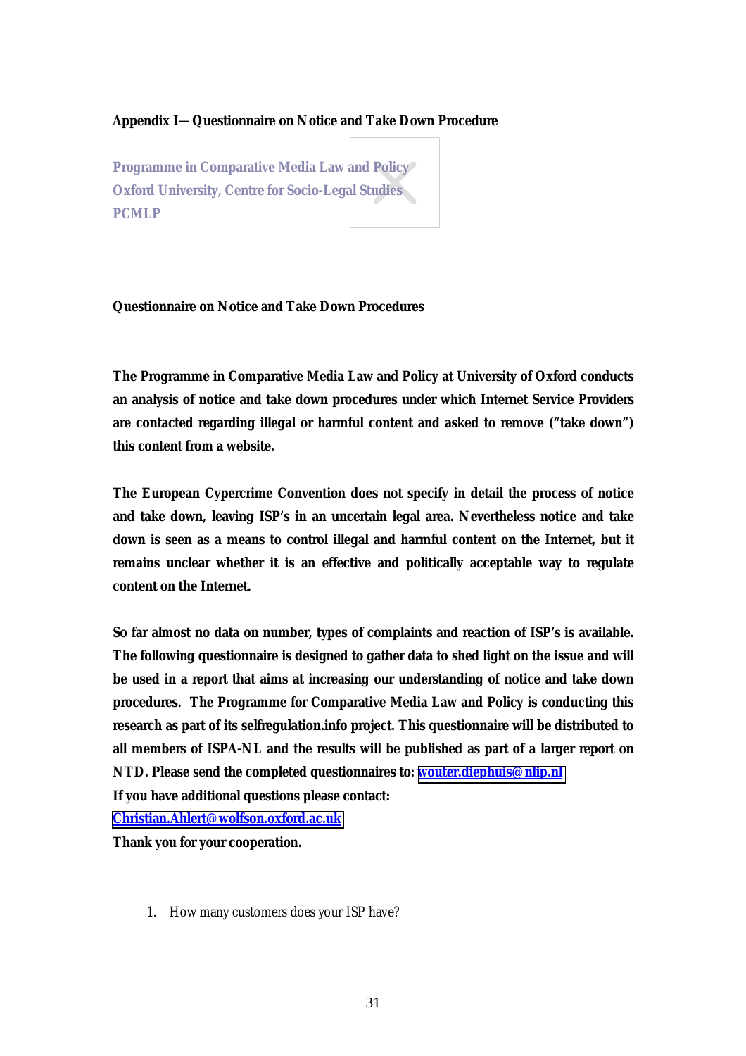**Appendix I—Questionnaire on Notice and Take Down Procedure**

**Programme in Comparative Media Law and Policy**
**Oxford University, Centre for Socio-Legal Studies**
**PCMLP**

**Questionnaire on Notice and Take Down Procedures**

**The Programme in Comparative Media Law and Policy at University of Oxford conducts an analysis of notice and take down procedures under which Internet Service Providers are contacted regarding illegal or harmful content and asked to remove ("take down") this content from a website.**

**The European Cypercrime Convention does not specify in detail the process of notice and take down, leaving ISP's in an uncertain legal area. Nevertheless notice and take down is seen as a means to control illegal and harmful content on the Internet, but it remains unclear whether it is an effective and politically acceptable way to regulate content on the Internet.**

**So far almost no data on number, types of complaints and reaction of ISP's is available. The following questionnaire is designed to gather data to shed light on the issue and will be used in a report that aims at increasing our understanding of notice and take down procedures. The Programme for Comparative Media Law and Policy is conducting this research as part of its selfregulation.info project. This questionnaire will be distributed to all members of ISPA-NL and the results will be published as part of a larger report on NTD. Please send the completed questionnaires to: wouter.diephuis@nlip.nl**
**If you have additional questions please contact:**
**Christian.Ahlert@wolfson.oxford.ac.uk**
**Thank you for your cooperation.**

1. How many customers does your ISP have?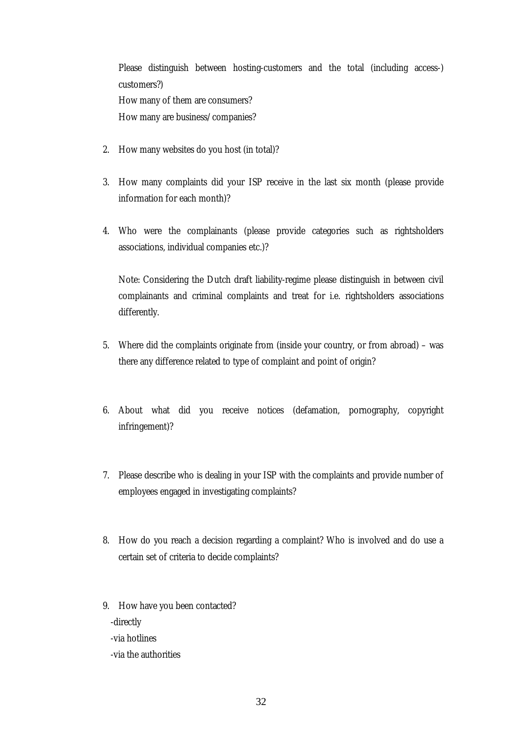Please distinguish between hosting-customers and the total (including access-) customers?)

How many of them are consumers?

How many are business/companies?

2. How many websites do you host (in total)?

3. How many complaints did your ISP receive in the last six month (please provide information for each month)?

4. Who were the complainants (please provide categories such as rightsholders associations, individual companies etc.)?

   Note: Considering the Dutch draft liability-regime please distinguish in between civil complainants and criminal complaints and treat for i.e. rightsholders associations differently.

5. Where did the complaints originate from (inside your country, or from abroad) – was there any difference related to type of complaint and point of origin?

6. About what did you receive notices (defamation, pornography, copyright infringement)?

7. Please describe who is dealing in your ISP with the complaints and provide number of employees engaged in investigating complaints?

8. How do you reach a decision regarding a complaint? Who is involved and do use a certain set of criteria to decide complaints?

9. How have you been contacted?

   -directly

   -via hotlines

   -via the authorities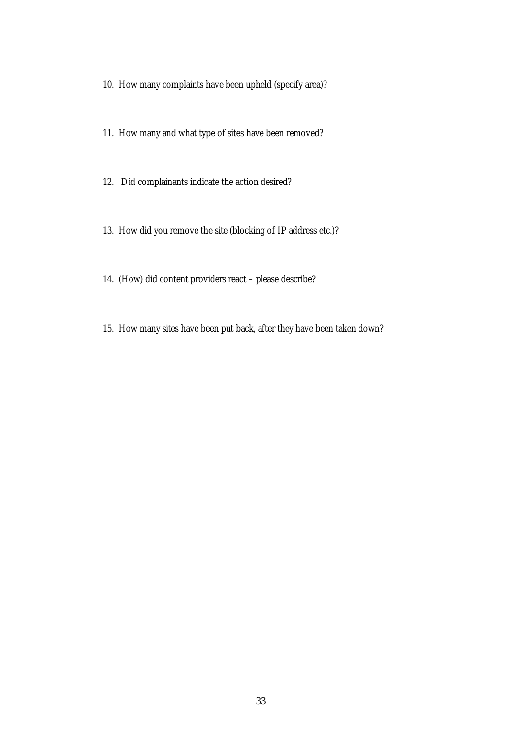10. How many complaints have been upheld (specify area)?

11. How many and what type of sites have been removed?

12. Did complainants indicate the action desired?

13. How did you remove the site (blocking of IP address etc.)?

14. (How) did content providers react – please describe?

15. How many sites have been put back, after they have been taken down?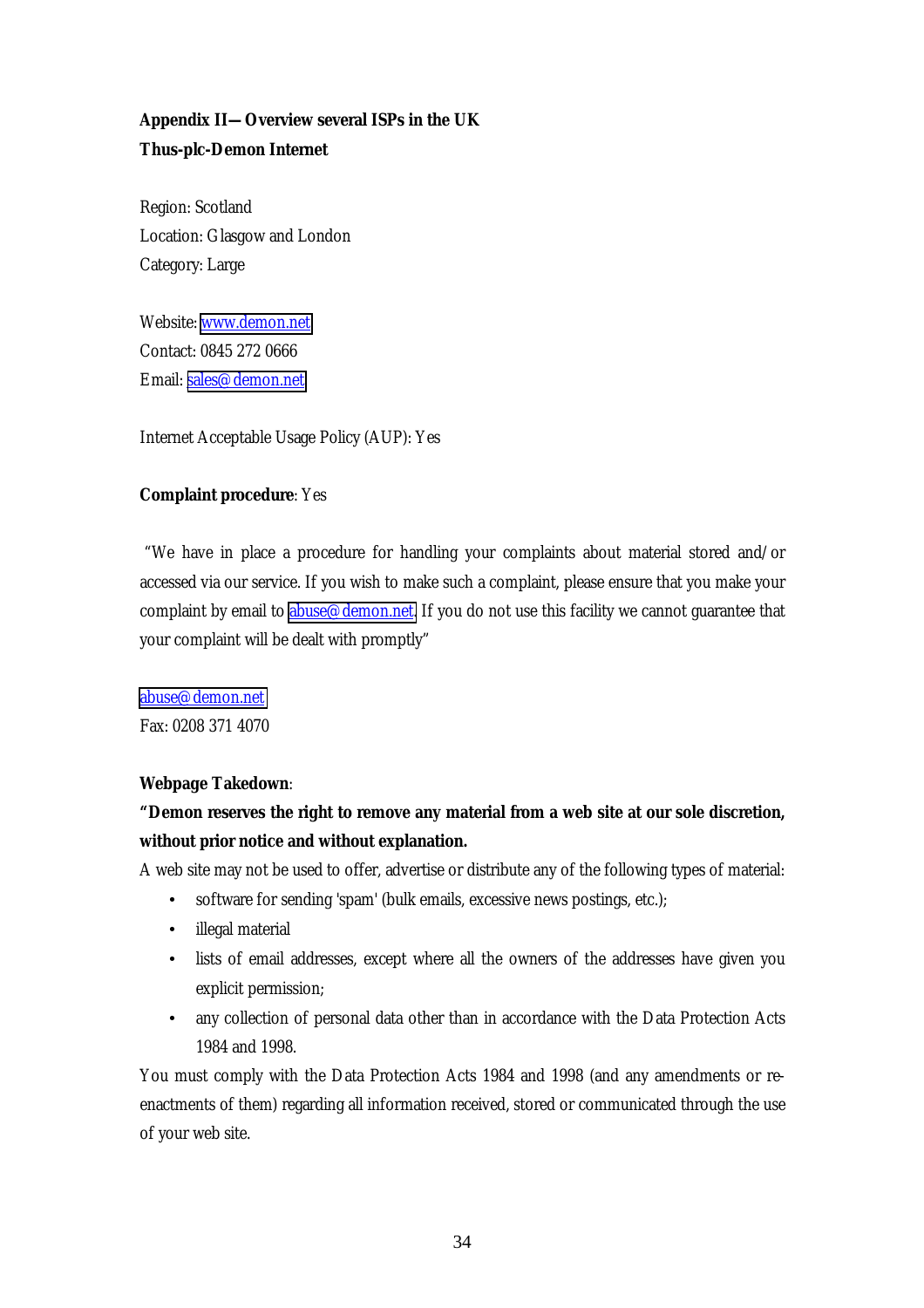## Appendix II—Overview several ISPs in the UK

### Thus-plc-Demon Internet

Region: Scotland
Location: Glasgow and London
Category: Large

Website: www.demon.net
Contact: 0845 272 0666
Email: sales@demon.net

Internet Acceptable Usage Policy (AUP): Yes

**Complaint procedure**: Yes

"We have in place a procedure for handling your complaints about material stored and/or accessed via our service. If you wish to make such a complaint, please ensure that you make your complaint by email to abuse@demon.net. If you do not use this facility we cannot guarantee that your complaint will be dealt with promptly"

abuse@demon.net
Fax: 0208 371 4070

**Webpage Takedown**:

**"Demon reserves the right to remove any material from a web site at our sole discretion, without prior notice and without explanation.**

A web site may not be used to offer, advertise or distribute any of the following types of material:

- software for sending 'spam' (bulk emails, excessive news postings, etc.);
- illegal material
- lists of email addresses, except where all the owners of the addresses have given you explicit permission;
- any collection of personal data other than in accordance with the Data Protection Acts 1984 and 1998.

You must comply with the Data Protection Acts 1984 and 1998 (and any amendments or re-enactments of them) regarding all information received, stored or communicated through the use of your web site.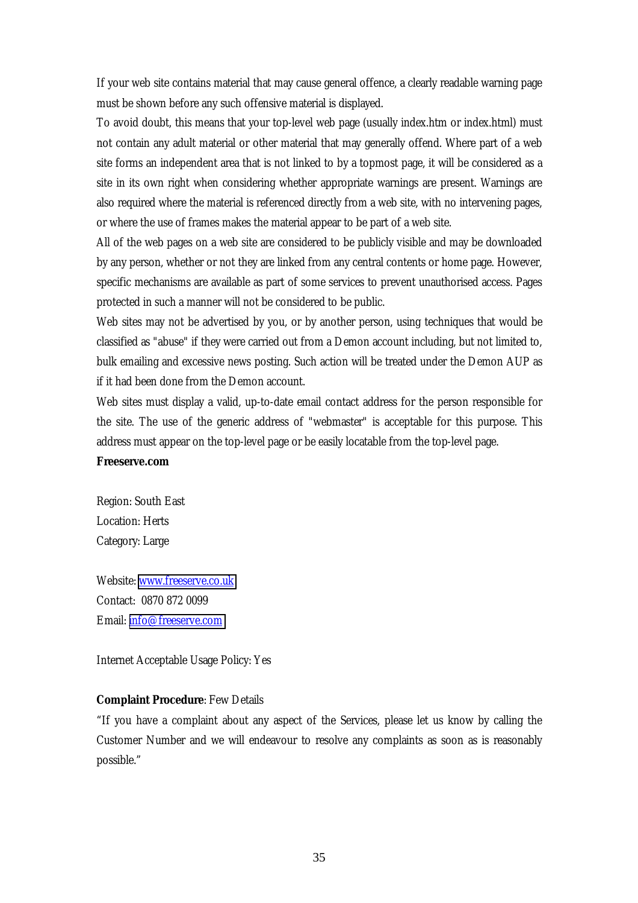If your web site contains material that may cause general offence, a clearly readable warning page must be shown before any such offensive material is displayed.

To avoid doubt, this means that your top-level web page (usually index.htm or index.html) must not contain any adult material or other material that may generally offend. Where part of a web site forms an independent area that is not linked to by a topmost page, it will be considered as a site in its own right when considering whether appropriate warnings are present. Warnings are also required where the material is referenced directly from a web site, with no intervening pages, or where the use of frames makes the material appear to be part of a web site.

All of the web pages on a web site are considered to be publicly visible and may be downloaded by any person, whether or not they are linked from any central contents or home page. However, specific mechanisms are available as part of some services to prevent unauthorised access. Pages protected in such a manner will not be considered to be public.

Web sites may not be advertised by you, or by another person, using techniques that would be classified as "abuse" if they were carried out from a Demon account including, but not limited to, bulk emailing and excessive news posting. Such action will be treated under the Demon AUP as if it had been done from the Demon account.

Web sites must display a valid, up-to-date email contact address for the person responsible for the site. The use of the generic address of "webmaster" is acceptable for this purpose. This address must appear on the top-level page or be easily locatable from the top-level page.

**Freeserve.com**

Region: South East
Location: Herts
Category: Large

Website: [www.freeserve.co.uk](http://www.freeserve.co.uk)
Contact: 0870 872 0099
Email: [info@freeserve.com](mailto:info@freeserve.com)

Internet Acceptable Usage Policy: Yes

**Complaint Procedure**: Few Details

"If you have a complaint about any aspect of the Services, please let us know by calling the Customer Number and we will endeavour to resolve any complaints as soon as is reasonably possible."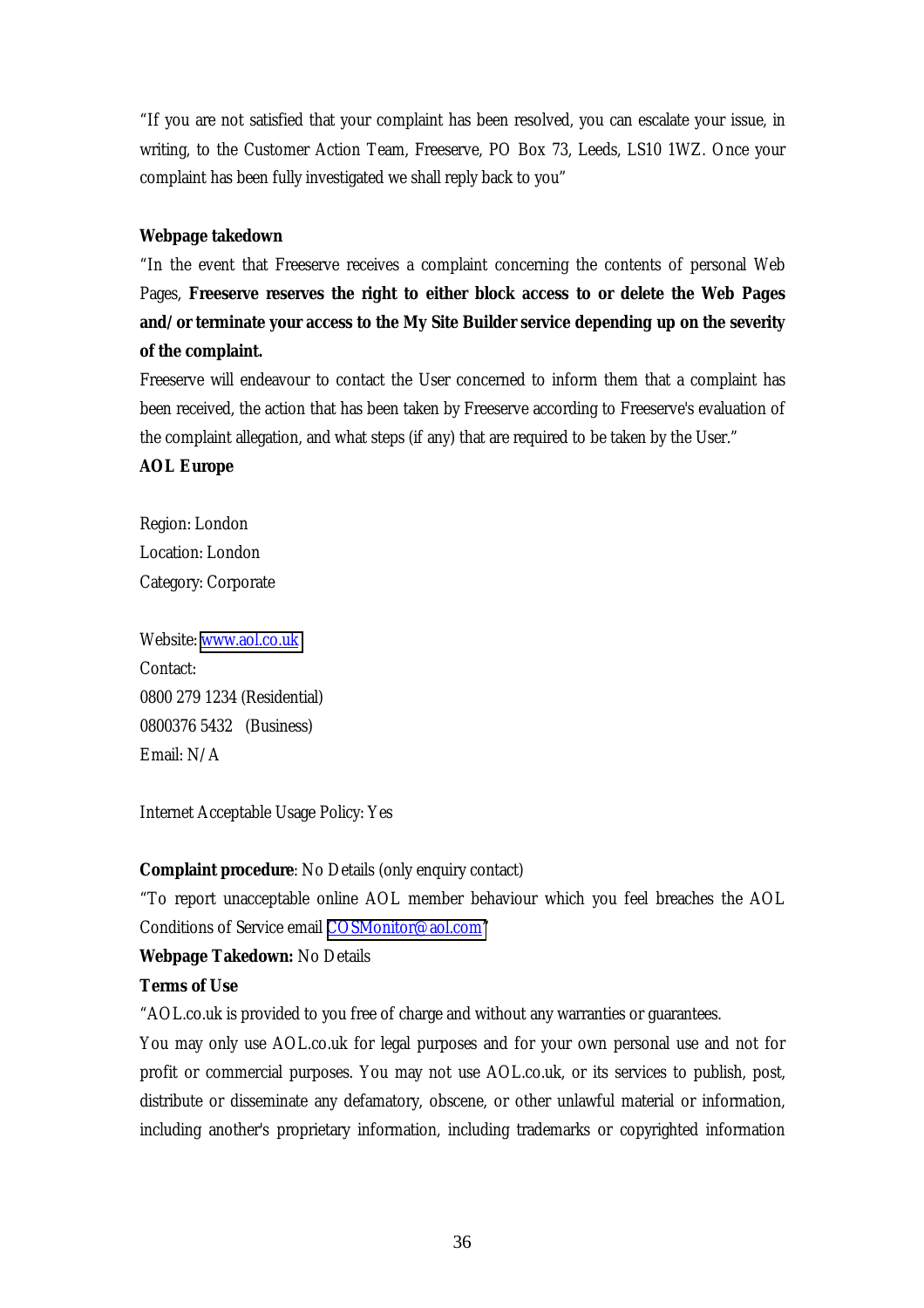"If you are not satisfied that your complaint has been resolved, you can escalate your issue, in writing, to the Customer Action Team, Freeserve, PO Box 73, Leeds, LS10 1WZ. Once your complaint has been fully investigated we shall reply back to you"

**Webpage takedown**

"In the event that Freeserve receives a complaint concerning the contents of personal Web Pages, **Freeserve reserves the right to either block access to or delete the Web Pages and/or terminate your access to the My Site Builder service depending up on the severity of the complaint.**

Freeserve will endeavour to contact the User concerned to inform them that a complaint has been received, the action that has been taken by Freeserve according to Freeserve's evaluation of the complaint allegation, and what steps (if any) that are required to be taken by the User."

**AOL Europe**

Region: London
Location: London
Category: Corporate

Website: www.aol.co.uk
Contact:
0800 279 1234 (Residential)
0800376 5432 (Business)
Email: N/A

Internet Acceptable Usage Policy: Yes

**Complaint procedure**: No Details (only enquiry contact)

"To report unacceptable online AOL member behaviour which you feel breaches the AOL Conditions of Service email COSMonitor@aol.com"

**Webpage Takedown:** No Details

**Terms of Use**

"AOL.co.uk is provided to you free of charge and without any warranties or guarantees.

You may only use AOL.co.uk for legal purposes and for your own personal use and not for profit or commercial purposes. You may not use AOL.co.uk, or its services to publish, post, distribute or disseminate any defamatory, obscene, or other unlawful material or information, including another's proprietary information, including trademarks or copyrighted information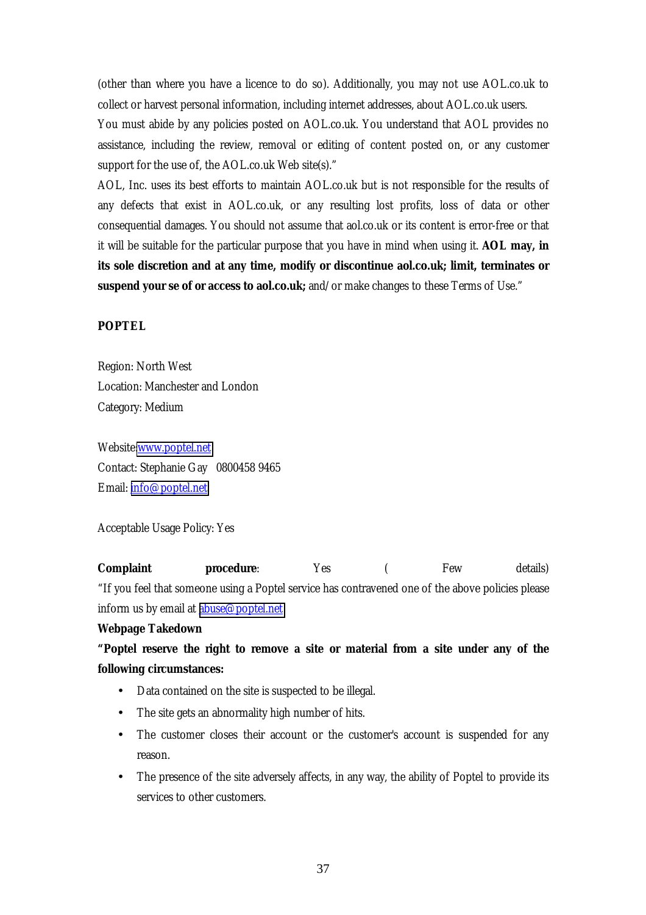(other than where you have a licence to do so). Additionally, you may not use AOL.co.uk to collect or harvest personal information, including internet addresses, about AOL.co.uk users.

You must abide by any policies posted on AOL.co.uk. You understand that AOL provides no assistance, including the review, removal or editing of content posted on, or any customer support for the use of, the AOL.co.uk Web site(s)."

AOL, Inc. uses its best efforts to maintain AOL.co.uk but is not responsible for the results of any defects that exist in AOL.co.uk, or any resulting lost profits, loss of data or other consequential damages. You should not assume that aol.co.uk or its content is error-free or that it will be suitable for the particular purpose that you have in mind when using it. **AOL may, in its sole discretion and at any time, modify or discontinue aol.co.uk; limit, terminates or suspend your se of or access to aol.co.uk;** and/or make changes to these Terms of Use."

**POPTEL**

Region: North West
Location: Manchester and London
Category: Medium

Website:www.poptel.net
Contact: Stephanie Gay 0800458 9465
Email: info@poptel.net

Acceptable Usage Policy: Yes

**Complaint procedure**: Yes ( Few details)
"If you feel that someone using a Poptel service has contravened one of the above policies please inform us by email at abuse@poptel.net

**Webpage Takedown**

**"Poptel reserve the right to remove a site or material from a site under any of the following circumstances:**

- Data contained on the site is suspected to be illegal.
- The site gets an abnormality high number of hits.
- The customer closes their account or the customer's account is suspended for any reason.
- The presence of the site adversely affects, in any way, the ability of Poptel to provide its services to other customers.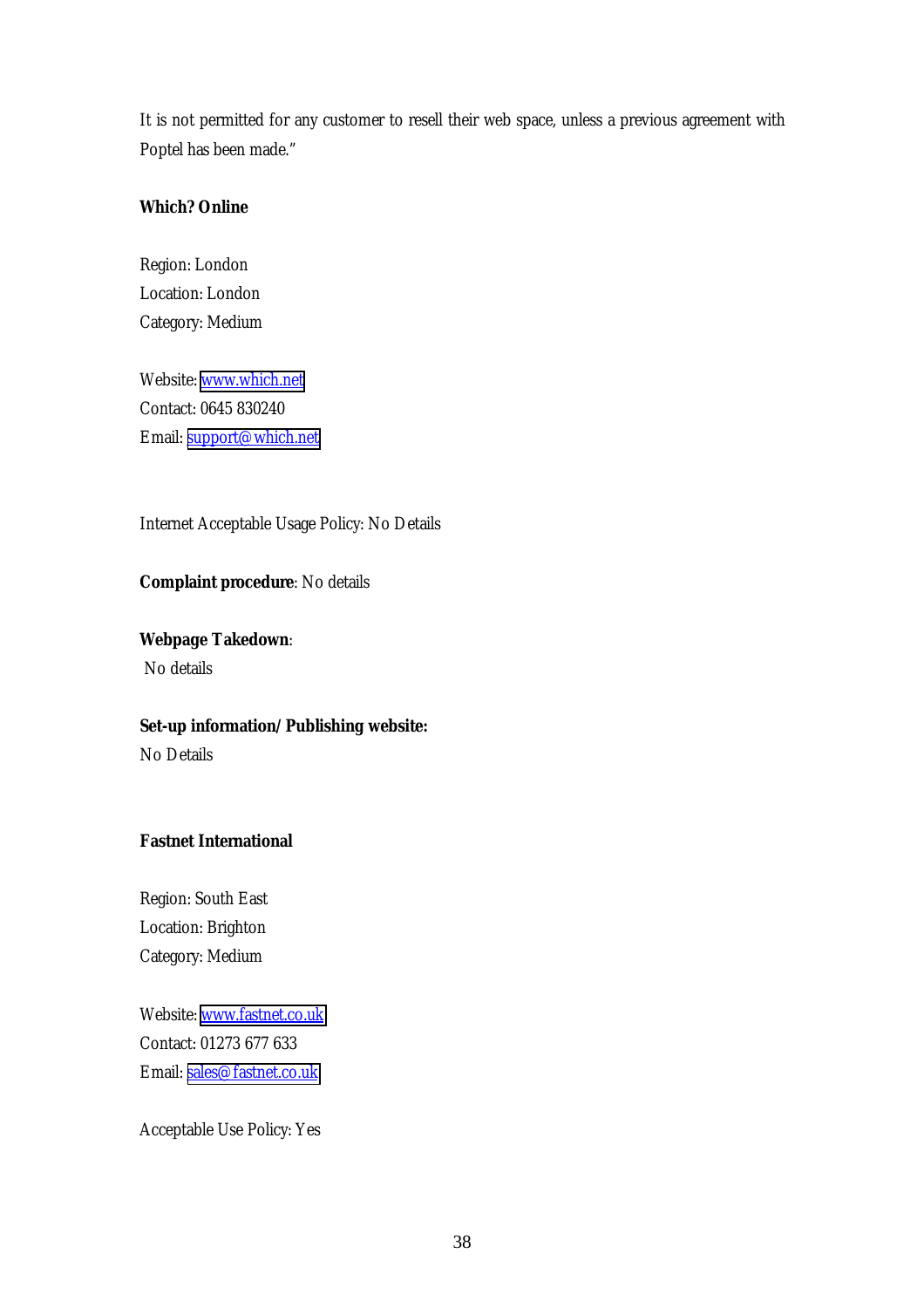It is not permitted for any customer to resell their web space, unless a previous agreement with Poptel has been made."

**Which? Online**

Region: London
Location: London
Category: Medium

Website: www.which.net
Contact: 0645 830240
Email: support@which.net

Internet Acceptable Usage Policy: No Details

**Complaint procedure**: No details

**Webpage Takedown**:
No details

**Set-up information/Publishing website:**
No Details

**Fastnet International**

Region: South East
Location: Brighton
Category: Medium

Website: www.fastnet.co.uk
Contact: 01273 677 633
Email: sales@fastnet.co.uk

Acceptable Use Policy: Yes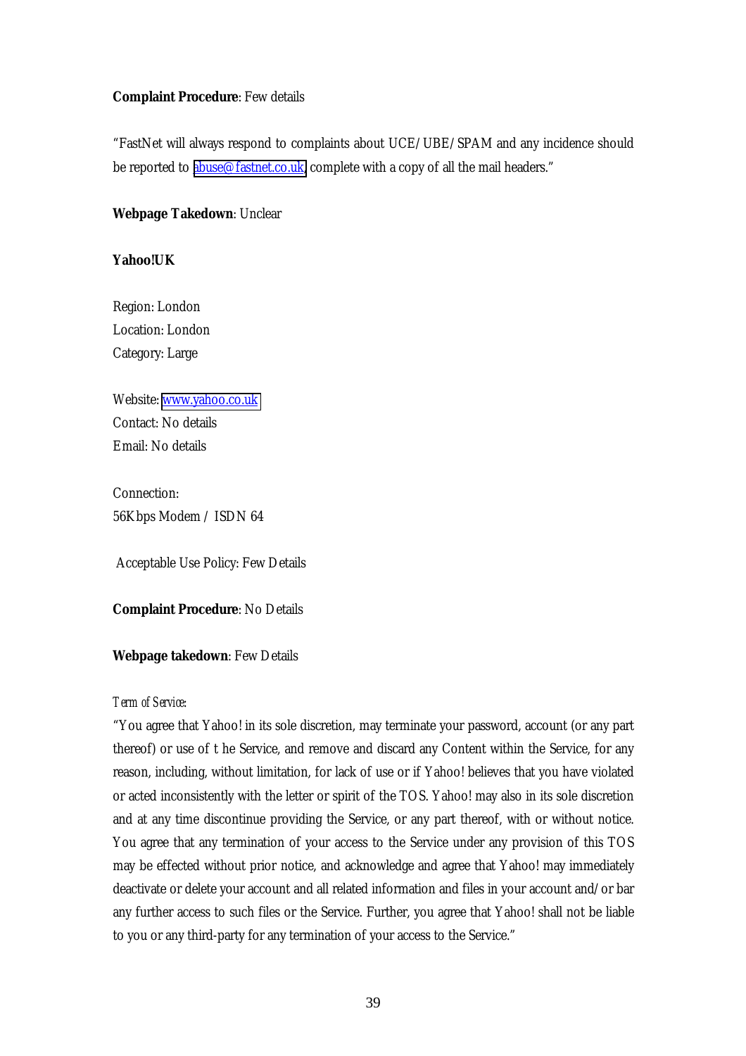**Complaint Procedure**: Few details

"FastNet will always respond to complaints about UCE/UBE/SPAM and any incidence should be reported to abuse@fastnet.co.uk, complete with a copy of all the mail headers."

**Webpage Takedown**: Unclear

**Yahoo!UK**

Region: London
Location: London
Category: Large

Website: www.yahoo.co.uk
Contact: No details
Email: No details

Connection:
56Kbps Modem / ISDN 64

Acceptable Use Policy: Few Details

**Complaint Procedure**: No Details

**Webpage takedown**: Few Details

*Term of Service*:
"You agree that Yahoo! in its sole discretion, may terminate your password, account (or any part thereof) or use of t he Service, and remove and discard any Content within the Service, for any reason, including, without limitation, for lack of use or if Yahoo! believes that you have violated or acted inconsistently with the letter or spirit of the TOS. Yahoo! may also in its sole discretion and at any time discontinue providing the Service, or any part thereof, with or without notice. You agree that any termination of your access to the Service under any provision of this TOS may be effected without prior notice, and acknowledge and agree that Yahoo! may immediately deactivate or delete your account and all related information and files in your account and/or bar any further access to such files or the Service. Further, you agree that Yahoo! shall not be liable to you or any third-party for any termination of your access to the Service."